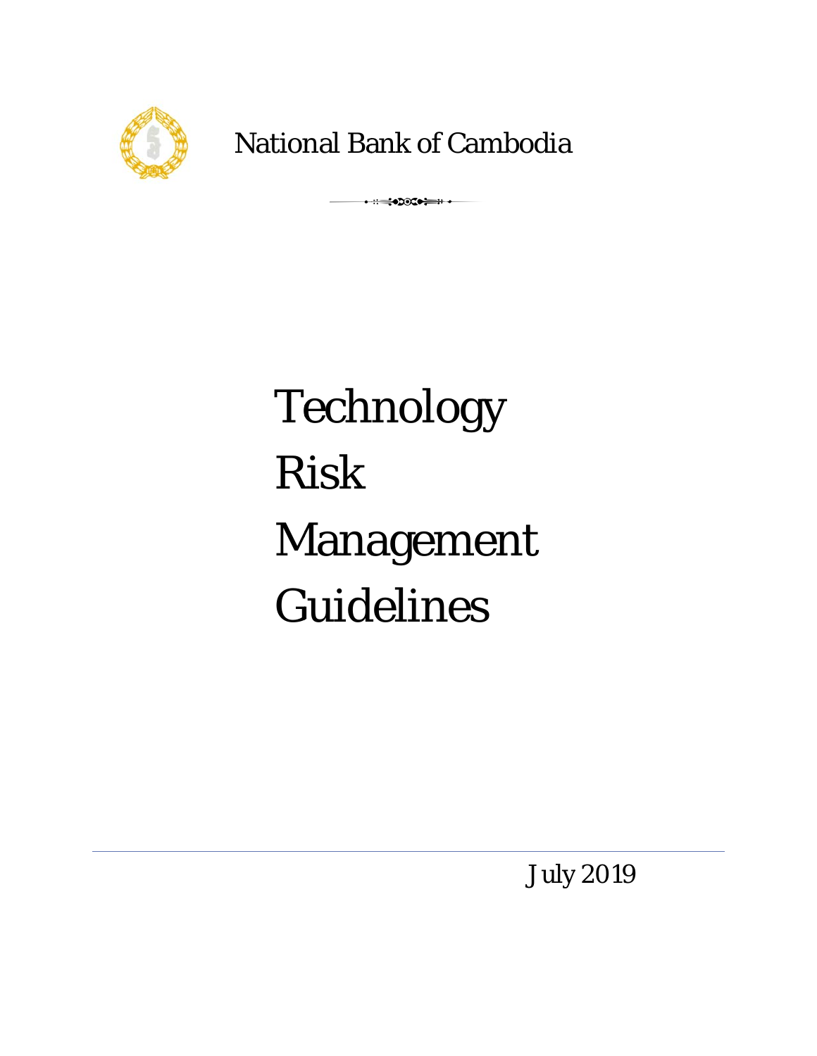National Bank of Cambodia

# Technology Risk Management Guidelines

July 2019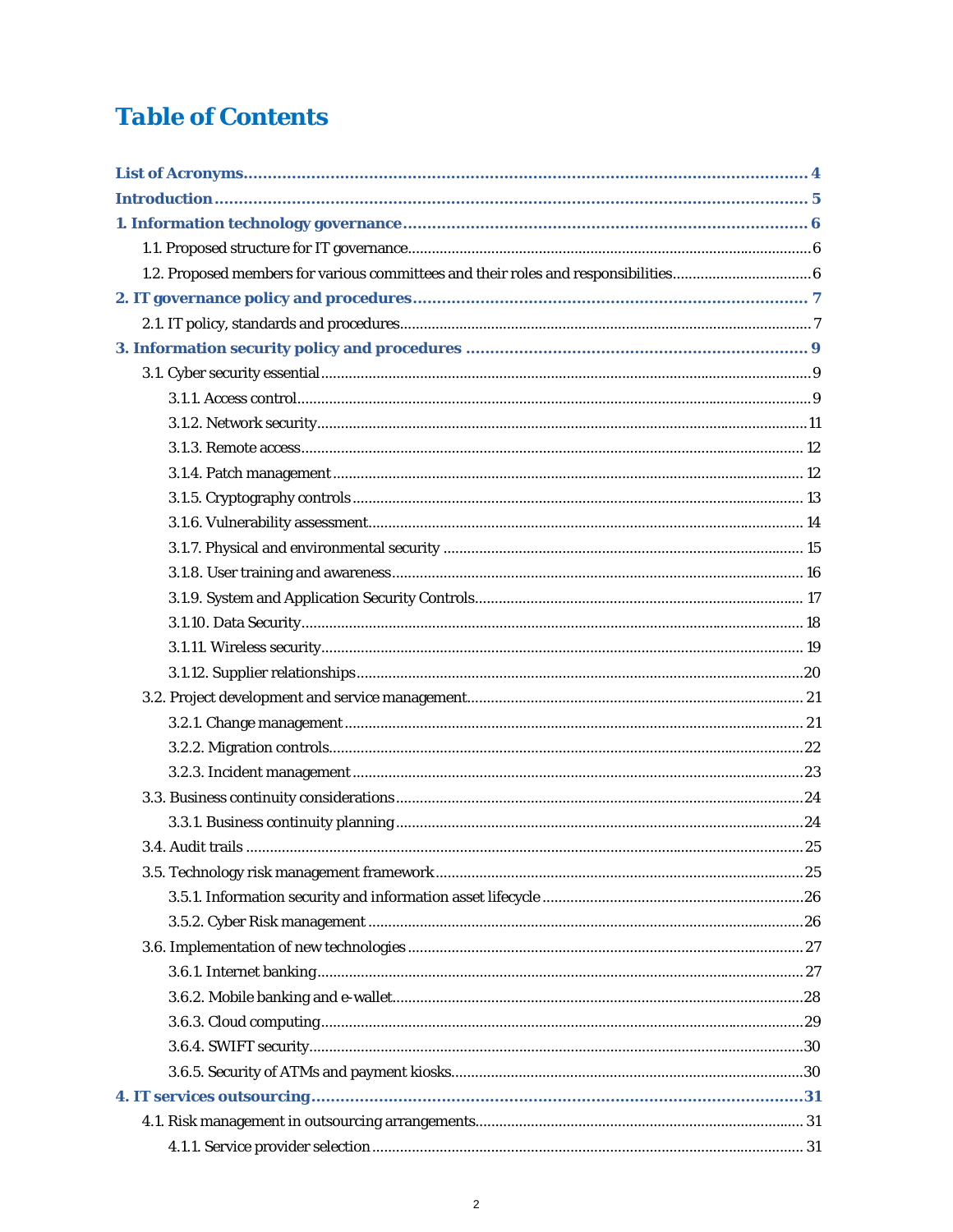# Table of Contents

- **List of Acronyms** ... 4
- **Introduction** ... 5
- **1. Information technology governance** ... 6
  - 1.1. Proposed structure for IT governance ... 6
  - 1.2. Proposed members for various committees and their roles and responsibilities ... 6
- **2. IT governance policy and procedures** ... 7
  - 2.1. IT policy, standards and procedures ... 7
- **3. Information security policy and procedures** ... 9
  - 3.1. Cyber security essential ... 9
    - 3.1.1. Access control ... 9
    - 3.1.2. Network security ... 11
    - 3.1.3. Remote access ... 12
    - 3.1.4. Patch management ... 12
    - 3.1.5. Cryptography controls ... 13
    - 3.1.6. Vulnerability assessment ... 14
    - 3.1.7. Physical and environmental security ... 15
    - 3.1.8. User training and awareness ... 16
    - 3.1.9. System and Application Security Controls ... 17
    - 3.1.10. Data Security ... 18
    - 3.1.11. Wireless security ... 19
    - 3.1.12. Supplier relationships ... 20
  - 3.2. Project development and service management ... 21
    - 3.2.1. Change management ... 21
    - 3.2.2. Migration controls ... 22
    - 3.2.3. Incident management ... 23
  - 3.3. Business continuity considerations ... 24
    - 3.3.1. Business continuity planning ... 24
  - 3.4. Audit trails ... 25
  - 3.5. Technology risk management framework ... 25
    - 3.5.1. Information security and information asset lifecycle ... 26
    - 3.5.2. Cyber Risk management ... 26
  - 3.6. Implementation of new technologies ... 27
    - 3.6.1. Internet banking ... 27
    - 3.6.2. Mobile banking and e-wallet ... 28
    - 3.6.3. Cloud computing ... 29
    - 3.6.4. SWIFT security ... 30
    - 3.6.5. Security of ATMs and payment kiosks ... 30
- **4. IT services outsourcing** ... 31
  - 4.1. Risk management in outsourcing arrangements ... 31
    - 4.1.1. Service provider selection ... 31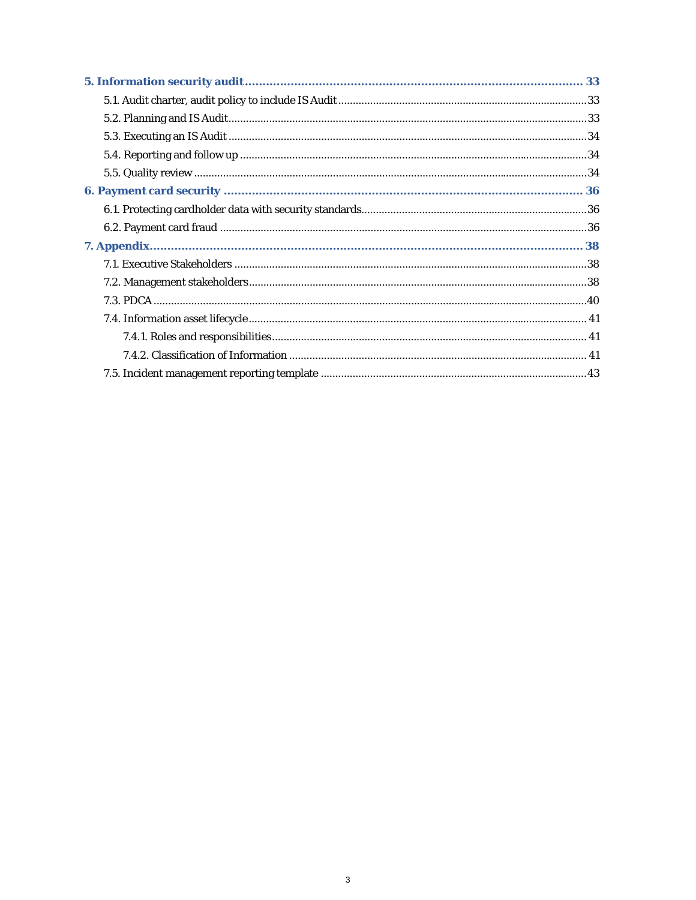**5. Information security audit** ........................................ **33**

5.1. Audit charter, audit policy to include IS Audit ........................................ 33

5.2. Planning and IS Audit ........................................ 33

5.3. Executing an IS Audit ........................................ 34

5.4. Reporting and follow up ........................................ 34

5.5. Quality review ........................................ 34

**6. Payment card security** ........................................ **36**

6.1. Protecting cardholder data with security standards ........................................ 36

6.2. Payment card fraud ........................................ 36

**7. Appendix** ........................................ **38**

7.1. Executive Stakeholders ........................................ 38

7.2. Management stakeholders ........................................ 38

7.3. PDCA ........................................ 40

7.4. Information asset lifecycle ........................................ 41

7.4.1. Roles and responsibilities ........................................ 41

7.4.2. Classification of Information ........................................ 41

7.5. Incident management reporting template ........................................ 43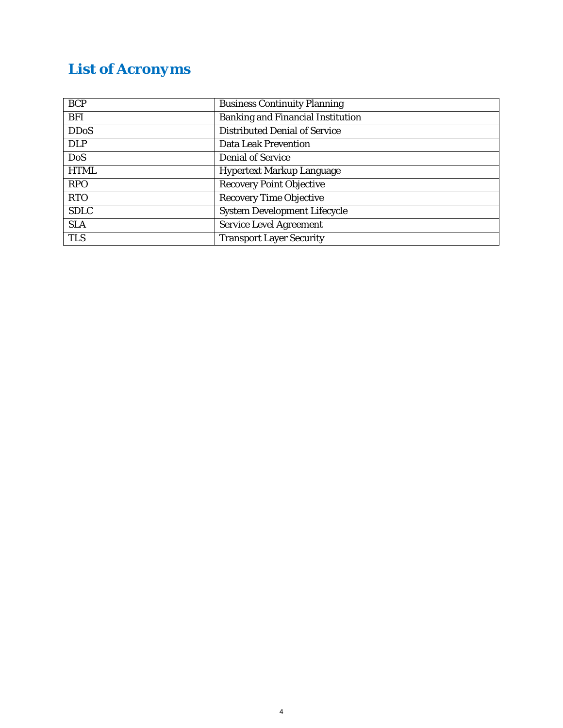# List of Acronyms

| | |
|---|---|
| BCP | Business Continuity Planning |
| BFI | Banking and Financial Institution |
| DDoS | Distributed Denial of Service |
| DLP | Data Leak Prevention |
| DoS | Denial of Service |
| HTML | Hypertext Markup Language |
| RPO | Recovery Point Objective |
| RTO | Recovery Time Objective |
| SDLC | System Development Lifecycle |
| SLA | Service Level Agreement |
| TLS | Transport Layer Security |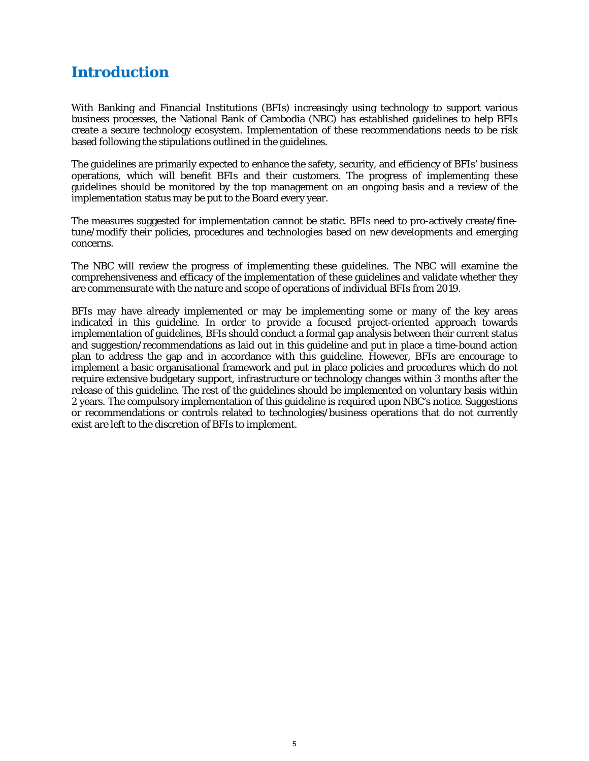# Introduction

With Banking and Financial Institutions (BFIs) increasingly using technology to support various business processes, the National Bank of Cambodia (NBC) has established guidelines to help BFIs create a secure technology ecosystem. Implementation of these recommendations needs to be risk based following the stipulations outlined in the guidelines.

The guidelines are primarily expected to enhance the safety, security, and efficiency of BFIs' business operations, which will benefit BFIs and their customers. The progress of implementing these guidelines should be monitored by the top management on an ongoing basis and a review of the implementation status may be put to the Board every year.

The measures suggested for implementation cannot be static. BFIs need to pro-actively create/fine-tune/modify their policies, procedures and technologies based on new developments and emerging concerns.

The NBC will review the progress of implementing these guidelines. The NBC will examine the comprehensiveness and efficacy of the implementation of these guidelines and validate whether they are commensurate with the nature and scope of operations of individual BFIs from 2019.

BFIs may have already implemented or may be implementing some or many of the key areas indicated in this guideline. In order to provide a focused project-oriented approach towards implementation of guidelines, BFIs should conduct a formal gap analysis between their current status and suggestion/recommendations as laid out in this guideline and put in place a time-bound action plan to address the gap and in accordance with this guideline. However, BFIs are encourage to implement a basic organisational framework and put in place policies and procedures which do not require extensive budgetary support, infrastructure or technology changes within 3 months after the release of this guideline. The rest of the guidelines should be implemented on voluntary basis within 2 years. The compulsory implementation of this guideline is required upon NBC's notice. Suggestions or recommendations or controls related to technologies/business operations that do not currently exist are left to the discretion of BFIs to implement.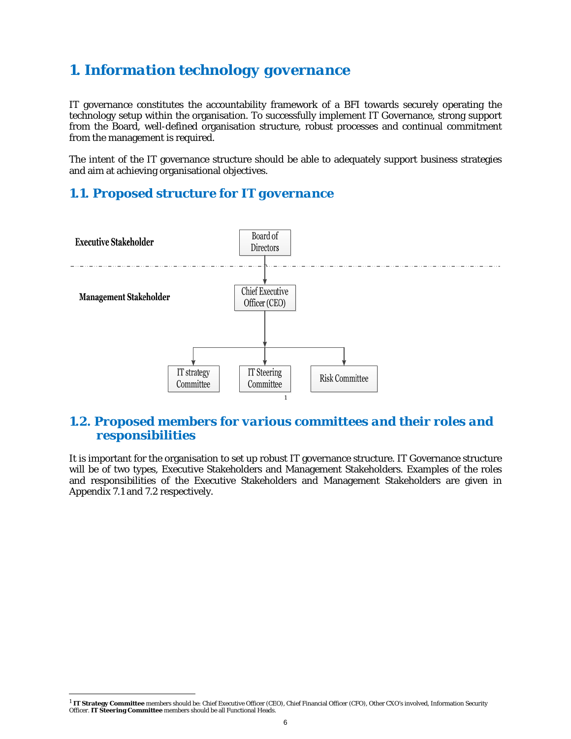# 1. Information technology governance

IT governance constitutes the accountability framework of a BFI towards securely operating the technology setup within the organisation. To successfully implement IT Governance, strong support from the Board, well-defined organisation structure, robust processes and continual commitment from the management is required.

The intent of the IT governance structure should be able to adequately support business strategies and aim at achieving organisational objectives.

## 1.1. Proposed structure for IT governance

**Executive Stakeholder**

Board of Directors

**Management Stakeholder**

Chief Executive Officer (CEO)

IT strategy Committee | IT Steering Committee[1] | Risk Committee

## 1.2. Proposed members for various committees and their roles and responsibilities

It is important for the organisation to set up robust IT governance structure. IT Governance structure will be of two types, Executive Stakeholders and Management Stakeholders. Examples of the roles and responsibilities of the Executive Stakeholders and Management Stakeholders are given in Appendix 7.1 and 7.2 respectively.

---

[1] **IT Strategy Committee** members should be: Chief Executive Officer (CEO), Chief Financial Officer (CFO), Other CXO's involved, Information Security Officer. **IT Steering Committee** members should be all Functional Heads.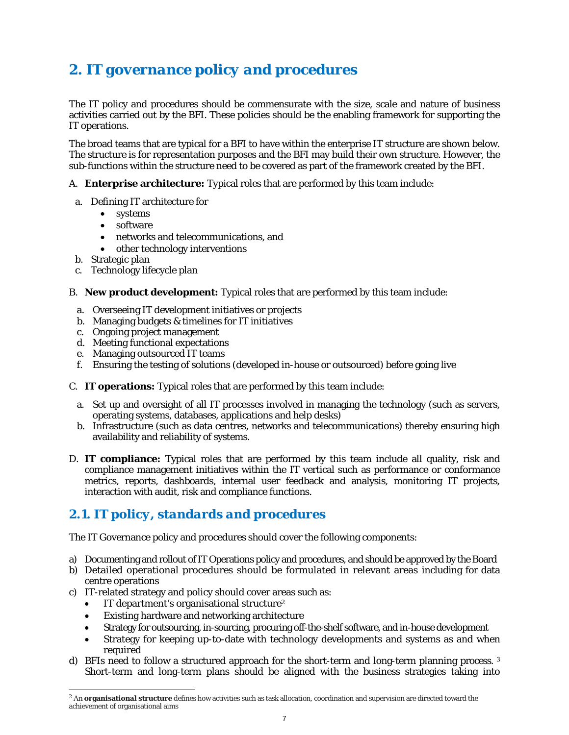## 2. IT governance policy and procedures

The IT policy and procedures should be commensurate with the size, scale and nature of business activities carried out by the BFI. These policies should be the enabling framework for supporting the IT operations.

The broad teams that are typical for a BFI to have within the enterprise IT structure are shown below. The structure is for representation purposes and the BFI may build their own structure. However, the sub-functions within the structure need to be covered as part of the framework created by the BFI.

A. **Enterprise architecture:** Typical roles that are performed by this team include:

   a. Defining IT architecture for
      - systems
      - software
      - networks and telecommunications, and
      - other technology interventions
   
   b. Strategic plan
   
   c. Technology lifecycle plan

B. **New product development:** Typical roles that are performed by this team include:

   a. Overseeing IT development initiatives or projects
   
   b. Managing budgets & timelines for IT initiatives
   
   c. Ongoing project management
   
   d. Meeting functional expectations
   
   e. Managing outsourced IT teams
   
   f. Ensuring the testing of solutions (developed in-house or outsourced) before going live

C. **IT operations:** Typical roles that are performed by this team include:

   a. Set up and oversight of all IT processes involved in managing the technology (such as servers, operating systems, databases, applications and help desks)
   
   b. Infrastructure (such as data centres, networks and telecommunications) thereby ensuring high availability and reliability of systems.

D. **IT compliance:** Typical roles that are performed by this team include all quality, risk and compliance management initiatives within the IT vertical such as performance or conformance metrics, reports, dashboards, internal user feedback and analysis, monitoring IT projects, interaction with audit, risk and compliance functions.

### 2.1. IT policy, standards and procedures

The IT Governance policy and procedures should cover the following components:

a) Documenting and rollout of IT Operations policy and procedures, and should be approved by the Board

b) Detailed operational procedures should be formulated in relevant areas including for data centre operations

c) IT-related strategy and policy should cover areas such as:
   - IT department's organisational structure[2]
   - Existing hardware and networking architecture
   - Strategy for outsourcing, in-sourcing, procuring off-the-shelf software, and in-house development
   - Strategy for keeping up-to-date with technology developments and systems as and when required

d) BFIs need to follow a structured approach for the short-term and long-term planning process. [3] Short-term and long-term plans should be aligned with the business strategies taking into

[2] An **organisational structure** defines how activities such as task allocation, coordination and supervision are directed toward the achievement of organisational aims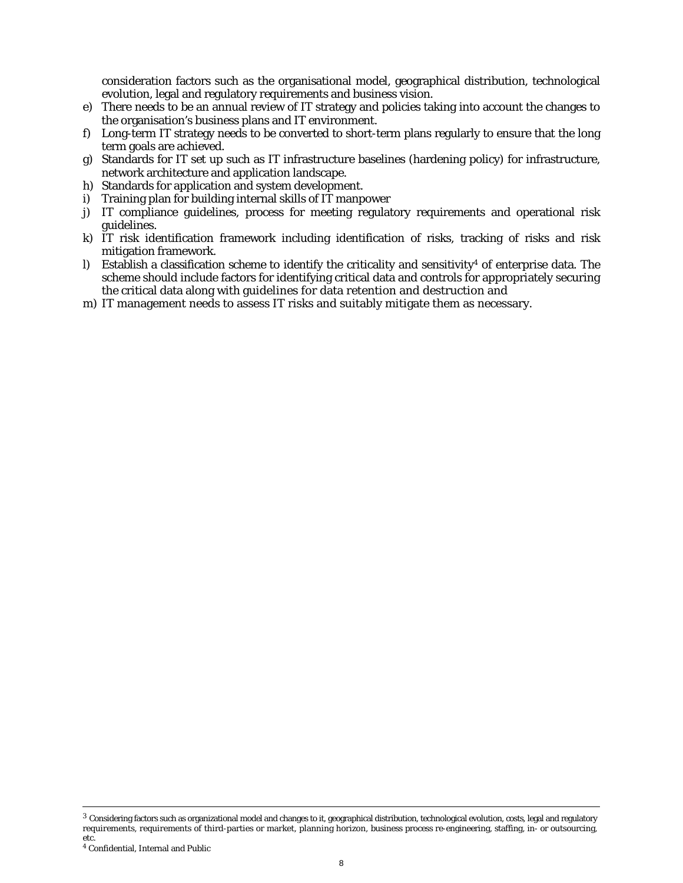consideration factors such as the organisational model, geographical distribution, technological evolution, legal and regulatory requirements and business vision.

e) There needs to be an annual review of IT strategy and policies taking into account the changes to the organisation's business plans and IT environment.
f) Long-term IT strategy needs to be converted to short-term plans regularly to ensure that the long term goals are achieved.
g) Standards for IT set up such as IT infrastructure baselines (hardening policy) for infrastructure, network architecture and application landscape.
h) Standards for application and system development.
i) Training plan for building internal skills of IT manpower
j) IT compliance guidelines, process for meeting regulatory requirements and operational risk guidelines.
k) IT risk identification framework including identification of risks, tracking of risks and risk mitigation framework.
l) Establish a classification scheme to identify the criticality and sensitivity[4] of enterprise data. The scheme should include factors for identifying critical data and controls for appropriately securing the critical data along with guidelines for data retention and destruction and
m) IT management needs to assess IT risks and suitably mitigate them as necessary.

---

[3] Considering factors such as organizational model and changes to it, geographical distribution, technological evolution, costs, legal and regulatory requirements, requirements of third-parties or market, planning horizon, business process re-engineering, staffing, in- or outsourcing, etc.

[4] Confidential, Internal and Public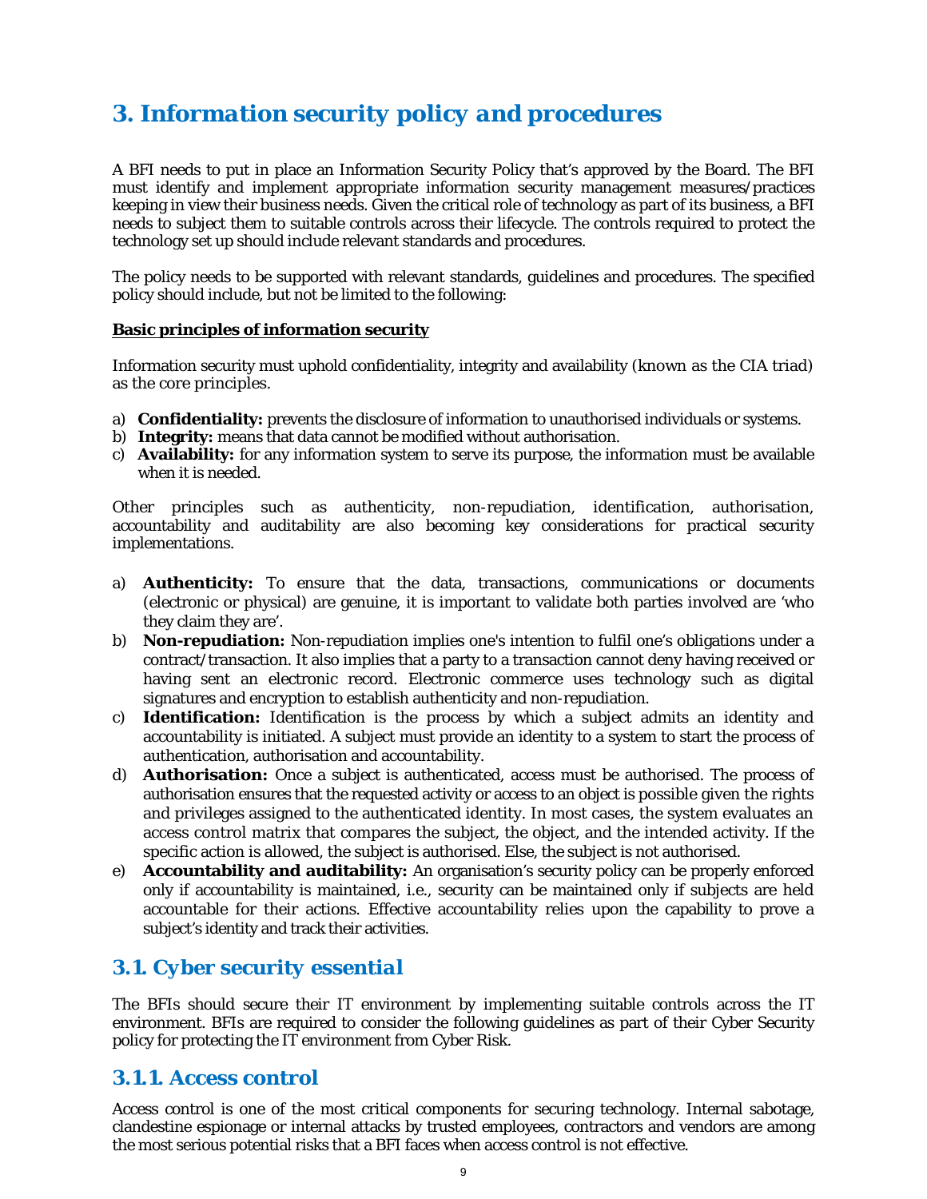# 3. Information security policy and procedures

A BFI needs to put in place an Information Security Policy that's approved by the Board. The BFI must identify and implement appropriate information security management measures/practices keeping in view their business needs. Given the critical role of technology as part of its business, a BFI needs to subject them to suitable controls across their lifecycle. The controls required to protect the technology set up should include relevant standards and procedures.

The policy needs to be supported with relevant standards, guidelines and procedures. The specified policy should include, but not be limited to the following:

**Basic principles of information security**

Information security must uphold confidentiality, integrity and availability (known as the CIA triad) as the core principles.

a) **Confidentiality:** prevents the disclosure of information to unauthorised individuals or systems.
b) **Integrity:** means that data cannot be modified without authorisation.
c) **Availability:** for any information system to serve its purpose, the information must be available when it is needed.

Other principles such as authenticity, non-repudiation, identification, authorisation, accountability and auditability are also becoming key considerations for practical security implementations.

a) **Authenticity:** To ensure that the data, transactions, communications or documents (electronic or physical) are genuine, it is important to validate both parties involved are 'who they claim they are'.
b) **Non-repudiation:** Non-repudiation implies one's intention to fulfil one's obligations under a contract/transaction. It also implies that a party to a transaction cannot deny having received or having sent an electronic record. Electronic commerce uses technology such as digital signatures and encryption to establish authenticity and non-repudiation.
c) **Identification:** Identification is the process by which a subject admits an identity and accountability is initiated. A subject must provide an identity to a system to start the process of authentication, authorisation and accountability.
d) **Authorisation:** Once a subject is authenticated, access must be authorised. The process of authorisation ensures that the requested activity or access to an object is possible given the rights and privileges assigned to the authenticated identity. In most cases, the system evaluates an access control matrix that compares the subject, the object, and the intended activity. If the specific action is allowed, the subject is authorised. Else, the subject is not authorised.
e) **Accountability and auditability:** An organisation's security policy can be properly enforced only if accountability is maintained, i.e., security can be maintained only if subjects are held accountable for their actions. Effective accountability relies upon the capability to prove a subject's identity and track their activities.

## 3.1. Cyber security essential

The BFIs should secure their IT environment by implementing suitable controls across the IT environment. BFIs are required to consider the following guidelines as part of their Cyber Security policy for protecting the IT environment from Cyber Risk.

### 3.1.1. Access control

Access control is one of the most critical components for securing technology. Internal sabotage, clandestine espionage or internal attacks by trusted employees, contractors and vendors are among the most serious potential risks that a BFI faces when access control is not effective.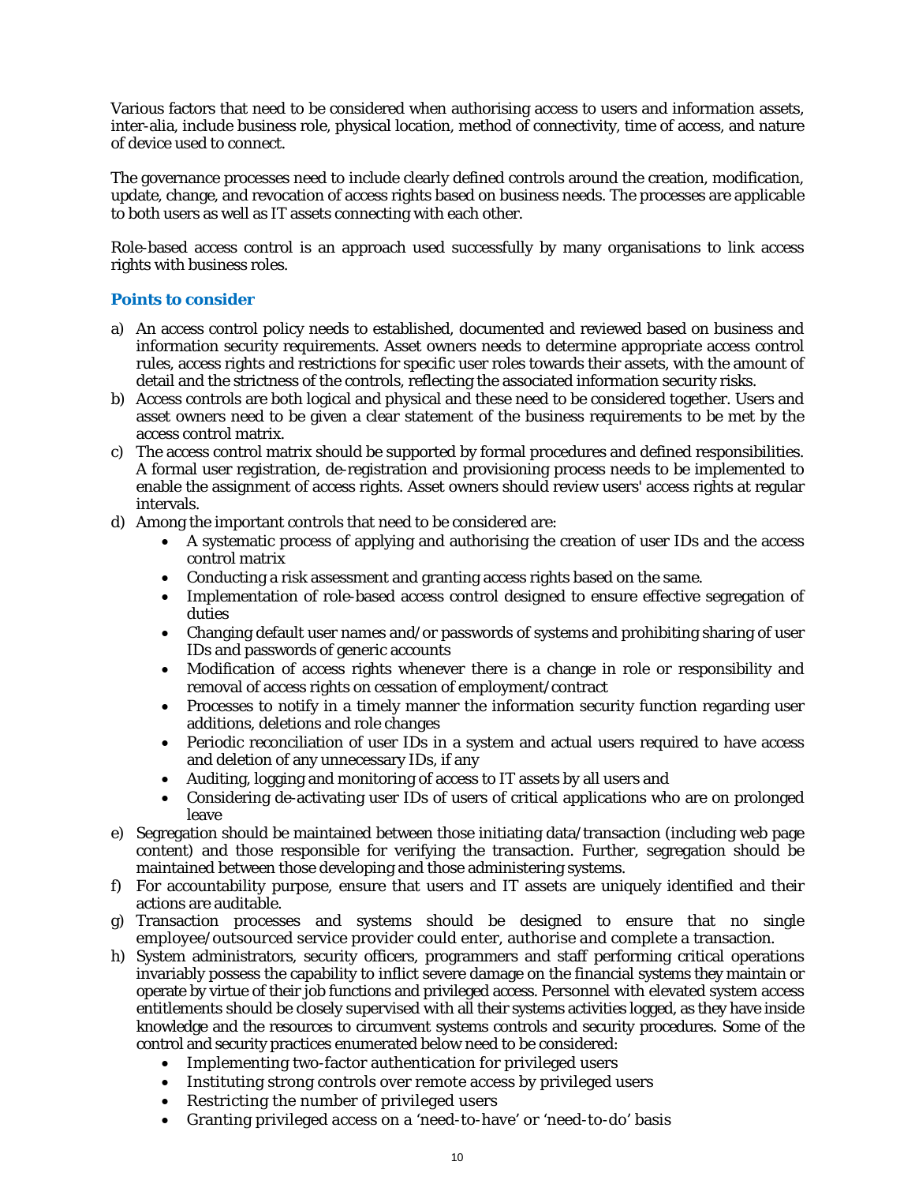Various factors that need to be considered when authorising access to users and information assets, inter-alia, include business role, physical location, method of connectivity, time of access, and nature of device used to connect.

The governance processes need to include clearly defined controls around the creation, modification, update, change, and revocation of access rights based on business needs. The processes are applicable to both users as well as IT assets connecting with each other.

Role-based access control is an approach used successfully by many organisations to link access rights with business roles.

### Points to consider

a) An access control policy needs to established, documented and reviewed based on business and information security requirements. Asset owners needs to determine appropriate access control rules, access rights and restrictions for specific user roles towards their assets, with the amount of detail and the strictness of the controls, reflecting the associated information security risks.

b) Access controls are both logical and physical and these need to be considered together. Users and asset owners need to be given a clear statement of the business requirements to be met by the access control matrix.

c) The access control matrix should be supported by formal procedures and defined responsibilities. A formal user registration, de-registration and provisioning process needs to be implemented to enable the assignment of access rights. Asset owners should review users' access rights at regular intervals.

d) Among the important controls that need to be considered are:
   - A systematic process of applying and authorising the creation of user IDs and the access control matrix
   - Conducting a risk assessment and granting access rights based on the same.
   - Implementation of role-based access control designed to ensure effective segregation of duties
   - Changing default user names and/or passwords of systems and prohibiting sharing of user IDs and passwords of generic accounts
   - Modification of access rights whenever there is a change in role or responsibility and removal of access rights on cessation of employment/contract
   - Processes to notify in a timely manner the information security function regarding user additions, deletions and role changes
   - Periodic reconciliation of user IDs in a system and actual users required to have access and deletion of any unnecessary IDs, if any
   - Auditing, logging and monitoring of access to IT assets by all users and
   - Considering de-activating user IDs of users of critical applications who are on prolonged leave

e) Segregation should be maintained between those initiating data/transaction (including web page content) and those responsible for verifying the transaction. Further, segregation should be maintained between those developing and those administering systems.

f) For accountability purpose, ensure that users and IT assets are uniquely identified and their actions are auditable.

g) Transaction processes and systems should be designed to ensure that no single employee/outsourced service provider could enter, authorise and complete a transaction.

h) System administrators, security officers, programmers and staff performing critical operations invariably possess the capability to inflict severe damage on the financial systems they maintain or operate by virtue of their job functions and privileged access. Personnel with elevated system access entitlements should be closely supervised with all their systems activities logged, as they have inside knowledge and the resources to circumvent systems controls and security procedures. Some of the control and security practices enumerated below need to be considered:
   - Implementing two-factor authentication for privileged users
   - Instituting strong controls over remote access by privileged users
   - Restricting the number of privileged users
   - Granting privileged access on a 'need-to-have' or 'need-to-do' basis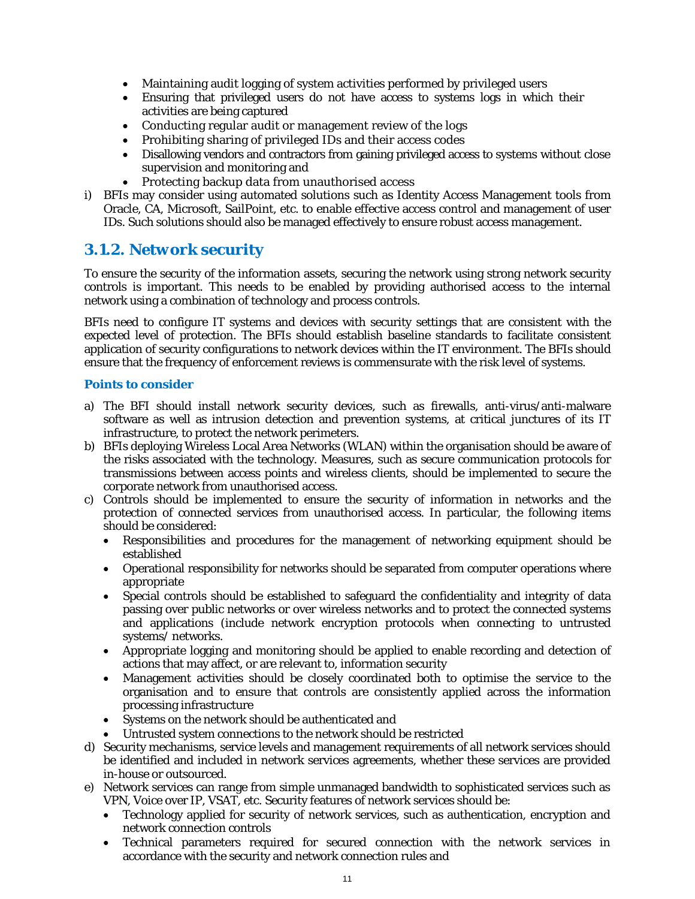- Maintaining audit logging of system activities performed by privileged users
- Ensuring that privileged users do not have access to systems logs in which their activities are being captured
- Conducting regular audit or management review of the logs
- Prohibiting sharing of privileged IDs and their access codes
- Disallowing vendors and contractors from gaining privileged access to systems without close supervision and monitoring and
- Protecting backup data from unauthorised access

i) BFIs may consider using automated solutions such as Identity Access Management tools from Oracle, CA, Microsoft, SailPoint, etc. to enable effective access control and management of user IDs. Such solutions should also be managed effectively to ensure robust access management.

## 3.1.2. Network security

To ensure the security of the information assets, securing the network using strong network security controls is important. This needs to be enabled by providing authorised access to the internal network using a combination of technology and process controls.

BFIs need to configure IT systems and devices with security settings that are consistent with the expected level of protection. The BFIs should establish baseline standards to facilitate consistent application of security configurations to network devices within the IT environment. The BFIs should ensure that the frequency of enforcement reviews is commensurate with the risk level of systems.

### Points to consider

a) The BFI should install network security devices, such as firewalls, anti-virus/anti-malware software as well as intrusion detection and prevention systems, at critical junctures of its IT infrastructure, to protect the network perimeters.

b) BFIs deploying Wireless Local Area Networks (WLAN) within the organisation should be aware of the risks associated with the technology. Measures, such as secure communication protocols for transmissions between access points and wireless clients, should be implemented to secure the corporate network from unauthorised access.

c) Controls should be implemented to ensure the security of information in networks and the protection of connected services from unauthorised access. In particular, the following items should be considered:
   - Responsibilities and procedures for the management of networking equipment should be established
   - Operational responsibility for networks should be separated from computer operations where appropriate
   - Special controls should be established to safeguard the confidentiality and integrity of data passing over public networks or over wireless networks and to protect the connected systems and applications (include network encryption protocols when connecting to untrusted systems/ networks.
   - Appropriate logging and monitoring should be applied to enable recording and detection of actions that may affect, or are relevant to, information security
   - Management activities should be closely coordinated both to optimise the service to the organisation and to ensure that controls are consistently applied across the information processing infrastructure
   - Systems on the network should be authenticated and
   - Untrusted system connections to the network should be restricted

d) Security mechanisms, service levels and management requirements of all network services should be identified and included in network services agreements, whether these services are provided in-house or outsourced.

e) Network services can range from simple unmanaged bandwidth to sophisticated services such as VPN, Voice over IP, VSAT, etc. Security features of network services should be:
   - Technology applied for security of network services, such as authentication, encryption and network connection controls
   - Technical parameters required for secured connection with the network services in accordance with the security and network connection rules and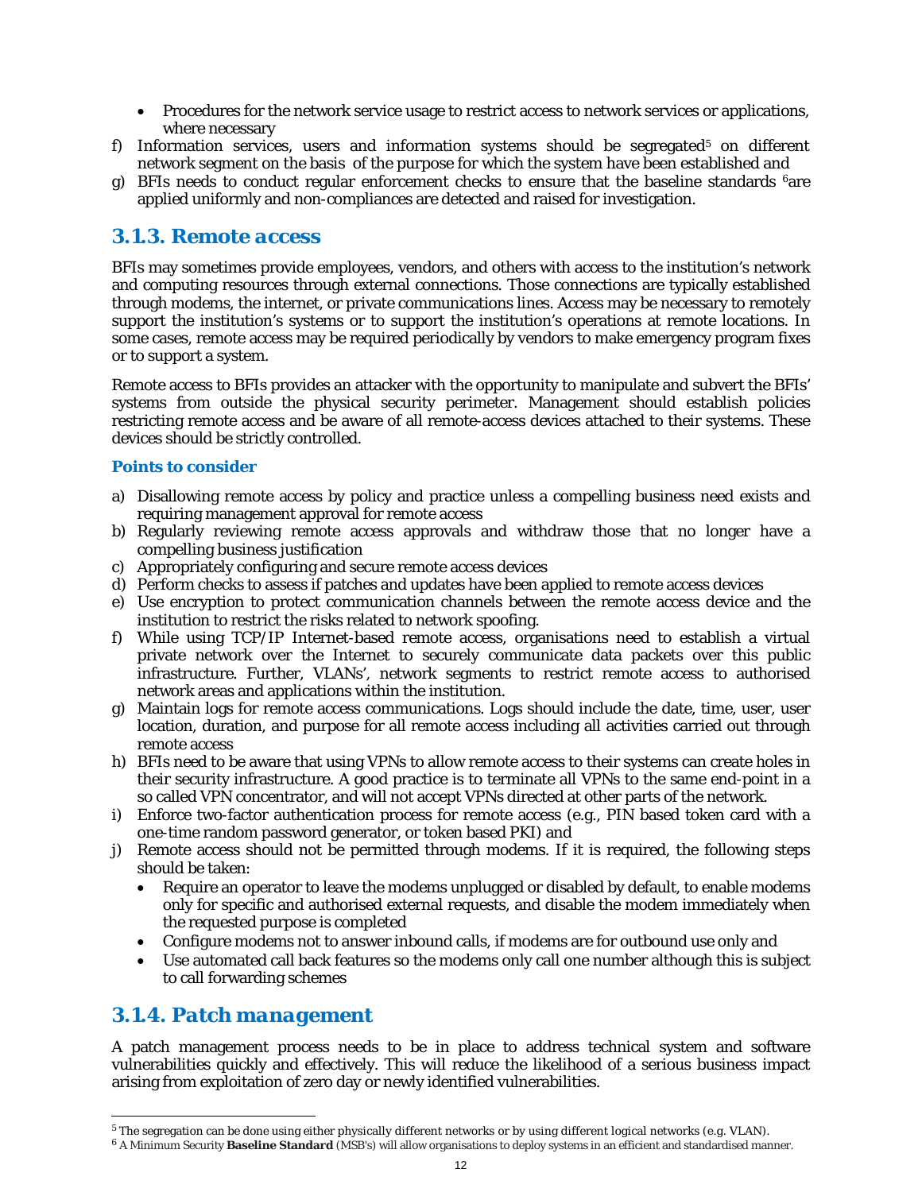- Procedures for the network service usage to restrict access to network services or applications, where necessary

f) Information services, users and information systems should be segregated[5] on different network segment on the basis of the purpose for which the system have been established and

g) BFIs needs to conduct regular enforcement checks to ensure that the baseline standards [6]are applied uniformly and non-compliances are detected and raised for investigation.

### 3.1.3. Remote access

BFIs may sometimes provide employees, vendors, and others with access to the institution's network and computing resources through external connections. Those connections are typically established through modems, the internet, or private communications lines. Access may be necessary to remotely support the institution's systems or to support the institution's operations at remote locations. In some cases, remote access may be required periodically by vendors to make emergency program fixes or to support a system.

Remote access to BFIs provides an attacker with the opportunity to manipulate and subvert the BFIs' systems from outside the physical security perimeter. Management should establish policies restricting remote access and be aware of all remote-access devices attached to their systems. These devices should be strictly controlled.

#### Points to consider

a) Disallowing remote access by policy and practice unless a compelling business need exists and requiring management approval for remote access

b) Regularly reviewing remote access approvals and withdraw those that no longer have a compelling business justification

c) Appropriately configuring and secure remote access devices

d) Perform checks to assess if patches and updates have been applied to remote access devices

e) Use encryption to protect communication channels between the remote access device and the institution to restrict the risks related to network spoofing.

f) While using TCP/IP Internet-based remote access, organisations need to establish a virtual private network over the Internet to securely communicate data packets over this public infrastructure. Further, VLANs', network segments to restrict remote access to authorised network areas and applications within the institution.

g) Maintain logs for remote access communications. Logs should include the date, time, user, user location, duration, and purpose for all remote access including all activities carried out through remote access

h) BFIs need to be aware that using VPNs to allow remote access to their systems can create holes in their security infrastructure. A good practice is to terminate all VPNs to the same end-point in a so called VPN concentrator, and will not accept VPNs directed at other parts of the network.

i) Enforce two-factor authentication process for remote access (e.g., PIN based token card with a one-time random password generator, or token based PKI) and

j) Remote access should not be permitted through modems. If it is required, the following steps should be taken:
   - Require an operator to leave the modems unplugged or disabled by default, to enable modems only for specific and authorised external requests, and disable the modem immediately when the requested purpose is completed
   - Configure modems not to answer inbound calls, if modems are for outbound use only and
   - Use automated call back features so the modems only call one number although this is subject to call forwarding schemes

### 3.1.4. Patch management

A patch management process needs to be in place to address technical system and software vulnerabilities quickly and effectively. This will reduce the likelihood of a serious business impact arising from exploitation of zero day or newly identified vulnerabilities.

---

[5] The segregation can be done using either physically different networks or by using different logical networks (e.g. VLAN).

[6] A Minimum Security **Baseline Standard** (MSB's) will allow organisations to deploy systems in an efficient and standardised manner.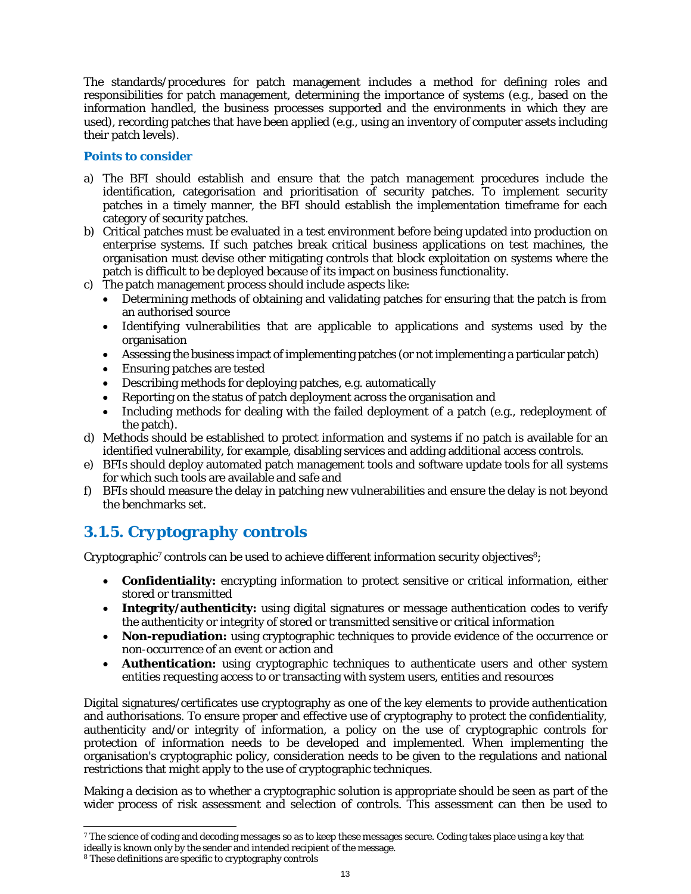The standards/procedures for patch management includes a method for defining roles and responsibilities for patch management, determining the importance of systems (e.g., based on the information handled, the business processes supported and the environments in which they are used), recording patches that have been applied (e.g., using an inventory of computer assets including their patch levels).

**Points to consider**

a) The BFI should establish and ensure that the patch management procedures include the identification, categorisation and prioritisation of security patches. To implement security patches in a timely manner, the BFI should establish the implementation timeframe for each category of security patches.
b) Critical patches must be evaluated in a test environment before being updated into production on enterprise systems. If such patches break critical business applications on test machines, the organisation must devise other mitigating controls that block exploitation on systems where the patch is difficult to be deployed because of its impact on business functionality.
c) The patch management process should include aspects like:
   - Determining methods of obtaining and validating patches for ensuring that the patch is from an authorised source
   - Identifying vulnerabilities that are applicable to applications and systems used by the organisation
   - Assessing the business impact of implementing patches (or not implementing a particular patch)
   - Ensuring patches are tested
   - Describing methods for deploying patches, e.g. automatically
   - Reporting on the status of patch deployment across the organisation and
   - Including methods for dealing with the failed deployment of a patch (e.g., redeployment of the patch).
d) Methods should be established to protect information and systems if no patch is available for an identified vulnerability, for example, disabling services and adding additional access controls.
e) BFIs should deploy automated patch management tools and software update tools for all systems for which such tools are available and safe and
f) BFIs should measure the delay in patching new vulnerabilities and ensure the delay is not beyond the benchmarks set.

## 3.1.5. Cryptography controls

Cryptographic[7] controls can be used to achieve different information security objectives[8];

- **Confidentiality:** encrypting information to protect sensitive or critical information, either stored or transmitted
- **Integrity/authenticity:** using digital signatures or message authentication codes to verify the authenticity or integrity of stored or transmitted sensitive or critical information
- **Non-repudiation:** using cryptographic techniques to provide evidence of the occurrence or non-occurrence of an event or action and
- **Authentication:** using cryptographic techniques to authenticate users and other system entities requesting access to or transacting with system users, entities and resources

Digital signatures/certificates use cryptography as one of the key elements to provide authentication and authorisations. To ensure proper and effective use of cryptography to protect the confidentiality, authenticity and/or integrity of information, a policy on the use of cryptographic controls for protection of information needs to be developed and implemented. When implementing the organisation's cryptographic policy, consideration needs to be given to the regulations and national restrictions that might apply to the use of cryptographic techniques.

Making a decision as to whether a cryptographic solution is appropriate should be seen as part of the wider process of risk assessment and selection of controls. This assessment can then be used to

---

[7] The science of coding and decoding messages so as to keep these messages secure. Coding takes place using a key that ideally is known only by the sender and intended recipient of the message.

[8] These definitions are specific to cryptography controls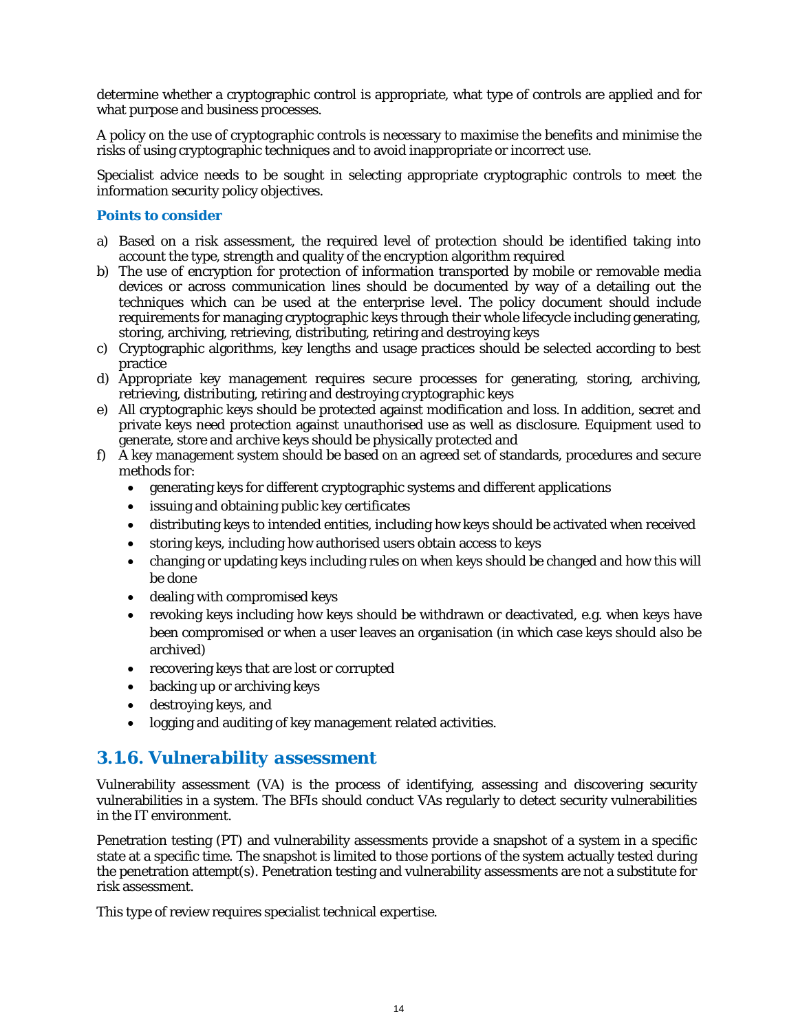determine whether a cryptographic control is appropriate, what type of controls are applied and for what purpose and business processes.

A policy on the use of cryptographic controls is necessary to maximise the benefits and minimise the risks of using cryptographic techniques and to avoid inappropriate or incorrect use.

Specialist advice needs to be sought in selecting appropriate cryptographic controls to meet the information security policy objectives.

**Points to consider**

a) Based on a risk assessment, the required level of protection should be identified taking into account the type, strength and quality of the encryption algorithm required
b) The use of encryption for protection of information transported by mobile or removable media devices or across communication lines should be documented by way of a detailing out the techniques which can be used at the enterprise level. The policy document should include requirements for managing cryptographic keys through their whole lifecycle including generating, storing, archiving, retrieving, distributing, retiring and destroying keys
c) Cryptographic algorithms, key lengths and usage practices should be selected according to best practice
d) Appropriate key management requires secure processes for generating, storing, archiving, retrieving, distributing, retiring and destroying cryptographic keys
e) All cryptographic keys should be protected against modification and loss. In addition, secret and private keys need protection against unauthorised use as well as disclosure. Equipment used to generate, store and archive keys should be physically protected and
f) A key management system should be based on an agreed set of standards, procedures and secure methods for:
    - generating keys for different cryptographic systems and different applications
    - issuing and obtaining public key certificates
    - distributing keys to intended entities, including how keys should be activated when received
    - storing keys, including how authorised users obtain access to keys
    - changing or updating keys including rules on when keys should be changed and how this will be done
    - dealing with compromised keys
    - revoking keys including how keys should be withdrawn or deactivated, e.g. when keys have been compromised or when a user leaves an organisation (in which case keys should also be archived)
    - recovering keys that are lost or corrupted
    - backing up or archiving keys
    - destroying keys, and
    - logging and auditing of key management related activities.

### 3.1.6. Vulnerability assessment

Vulnerability assessment (VA) is the process of identifying, assessing and discovering security vulnerabilities in a system. The BFIs should conduct VAs regularly to detect security vulnerabilities in the IT environment.

Penetration testing (PT) and vulnerability assessments provide a snapshot of a system in a specific state at a specific time. The snapshot is limited to those portions of the system actually tested during the penetration attempt(s). Penetration testing and vulnerability assessments are not a substitute for risk assessment.

This type of review requires specialist technical expertise.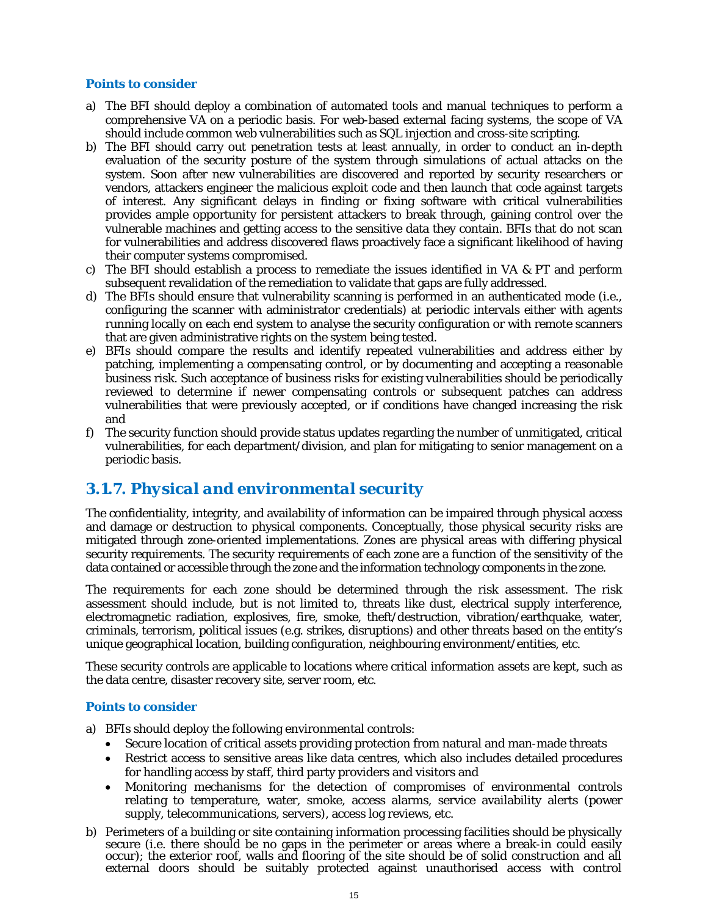### Points to consider

a) The BFI should deploy a combination of automated tools and manual techniques to perform a comprehensive VA on a periodic basis. For web-based external facing systems, the scope of VA should include common web vulnerabilities such as SQL injection and cross-site scripting.

b) The BFI should carry out penetration tests at least annually, in order to conduct an in-depth evaluation of the security posture of the system through simulations of actual attacks on the system. Soon after new vulnerabilities are discovered and reported by security researchers or vendors, attackers engineer the malicious exploit code and then launch that code against targets of interest. Any significant delays in finding or fixing software with critical vulnerabilities provides ample opportunity for persistent attackers to break through, gaining control over the vulnerable machines and getting access to the sensitive data they contain. BFIs that do not scan for vulnerabilities and address discovered flaws proactively face a significant likelihood of having their computer systems compromised.

c) The BFI should establish a process to remediate the issues identified in VA & PT and perform subsequent revalidation of the remediation to validate that gaps are fully addressed.

d) The BFIs should ensure that vulnerability scanning is performed in an authenticated mode (i.e., configuring the scanner with administrator credentials) at periodic intervals either with agents running locally on each end system to analyse the security configuration or with remote scanners that are given administrative rights on the system being tested.

e) BFIs should compare the results and identify repeated vulnerabilities and address either by patching, implementing a compensating control, or by documenting and accepting a reasonable business risk. Such acceptance of business risks for existing vulnerabilities should be periodically reviewed to determine if newer compensating controls or subsequent patches can address vulnerabilities that were previously accepted, or if conditions have changed increasing the risk and

f) The security function should provide status updates regarding the number of unmitigated, critical vulnerabilities, for each department/division, and plan for mitigating to senior management on a periodic basis.

## *3.1.7. Physical and environmental security*

The confidentiality, integrity, and availability of information can be impaired through physical access and damage or destruction to physical components. Conceptually, those physical security risks are mitigated through zone-oriented implementations. Zones are physical areas with differing physical security requirements. The security requirements of each zone are a function of the sensitivity of the data contained or accessible through the zone and the information technology components in the zone.

The requirements for each zone should be determined through the risk assessment. The risk assessment should include, but is not limited to, threats like dust, electrical supply interference, electromagnetic radiation, explosives, fire, smoke, theft/destruction, vibration/earthquake, water, criminals, terrorism, political issues (e.g. strikes, disruptions) and other threats based on the entity's unique geographical location, building configuration, neighbouring environment/entities, etc.

These security controls are applicable to locations where critical information assets are kept, such as the data centre, disaster recovery site, server room, etc.

### Points to consider

a) BFIs should deploy the following environmental controls:
   - Secure location of critical assets providing protection from natural and man-made threats
   - Restrict access to sensitive areas like data centres, which also includes detailed procedures for handling access by staff, third party providers and visitors and
   - Monitoring mechanisms for the detection of compromises of environmental controls relating to temperature, water, smoke, access alarms, service availability alerts (power supply, telecommunications, servers), access log reviews, etc.

b) Perimeters of a building or site containing information processing facilities should be physically secure (i.e. there should be no gaps in the perimeter or areas where a break-in could easily occur); the exterior roof, walls and flooring of the site should be of solid construction and all external doors should be suitably protected against unauthorised access with control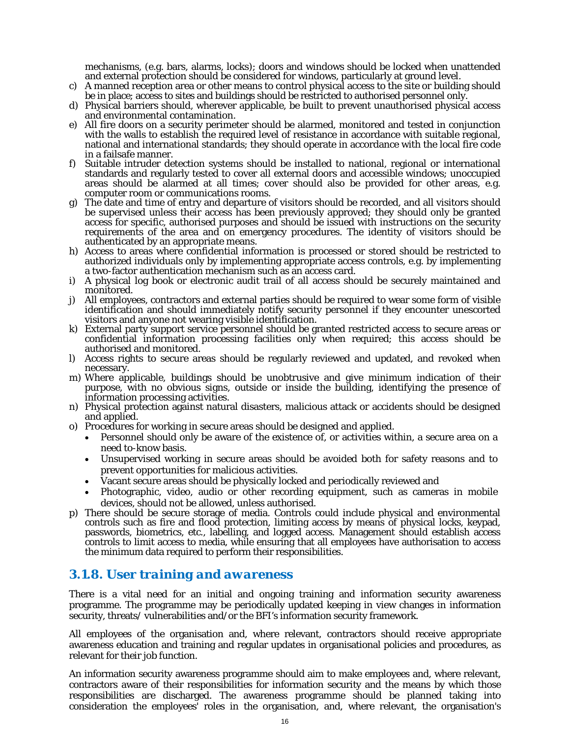mechanisms, (e.g. bars, alarms, locks); doors and windows should be locked when unattended and external protection should be considered for windows, particularly at ground level.

c) A manned reception area or other means to control physical access to the site or building should be in place; access to sites and buildings should be restricted to authorised personnel only.
d) Physical barriers should, wherever applicable, be built to prevent unauthorised physical access and environmental contamination.
e) All fire doors on a security perimeter should be alarmed, monitored and tested in conjunction with the walls to establish the required level of resistance in accordance with suitable regional, national and international standards; they should operate in accordance with the local fire code in a failsafe manner.
f) Suitable intruder detection systems should be installed to national, regional or international standards and regularly tested to cover all external doors and accessible windows; unoccupied areas should be alarmed at all times; cover should also be provided for other areas, e.g. computer room or communications rooms.
g) The date and time of entry and departure of visitors should be recorded, and all visitors should be supervised unless their access has been previously approved; they should only be granted access for specific, authorised purposes and should be issued with instructions on the security requirements of the area and on emergency procedures. The identity of visitors should be authenticated by an appropriate means.
h) Access to areas where confidential information is processed or stored should be restricted to authorized individuals only by implementing appropriate access controls, e.g. by implementing a two-factor authentication mechanism such as an access card.
i) A physical log book or electronic audit trail of all access should be securely maintained and monitored.
j) All employees, contractors and external parties should be required to wear some form of visible identification and should immediately notify security personnel if they encounter unescorted visitors and anyone not wearing visible identification.
k) External party support service personnel should be granted restricted access to secure areas or confidential information processing facilities only when required; this access should be authorised and monitored.
l) Access rights to secure areas should be regularly reviewed and updated, and revoked when necessary.
m) Where applicable, buildings should be unobtrusive and give minimum indication of their purpose, with no obvious signs, outside or inside the building, identifying the presence of information processing activities.
n) Physical protection against natural disasters, malicious attack or accidents should be designed and applied.
o) Procedures for working in secure areas should be designed and applied.
    - Personnel should only be aware of the existence of, or activities within, a secure area on a need to-know basis.
    - Unsupervised working in secure areas should be avoided both for safety reasons and to prevent opportunities for malicious activities.
    - Vacant secure areas should be physically locked and periodically reviewed and
    - Photographic, video, audio or other recording equipment, such as cameras in mobile devices, should not be allowed, unless authorised.
p) There should be secure storage of media. Controls could include physical and environmental controls such as fire and flood protection, limiting access by means of physical locks, keypad, passwords, biometrics, etc., labelling, and logged access. Management should establish access controls to limit access to media, while ensuring that all employees have authorisation to access the minimum data required to perform their responsibilities.

### *3.1.8. User training and awareness*

There is a vital need for an initial and ongoing training and information security awareness programme. The programme may be periodically updated keeping in view changes in information security, threats/ vulnerabilities and/or the BFI's information security framework.

All employees of the organisation and, where relevant, contractors should receive appropriate awareness education and training and regular updates in organisational policies and procedures, as relevant for their job function.

An information security awareness programme should aim to make employees and, where relevant, contractors aware of their responsibilities for information security and the means by which those responsibilities are discharged. The awareness programme should be planned taking into consideration the employees' roles in the organisation, and, where relevant, the organisation's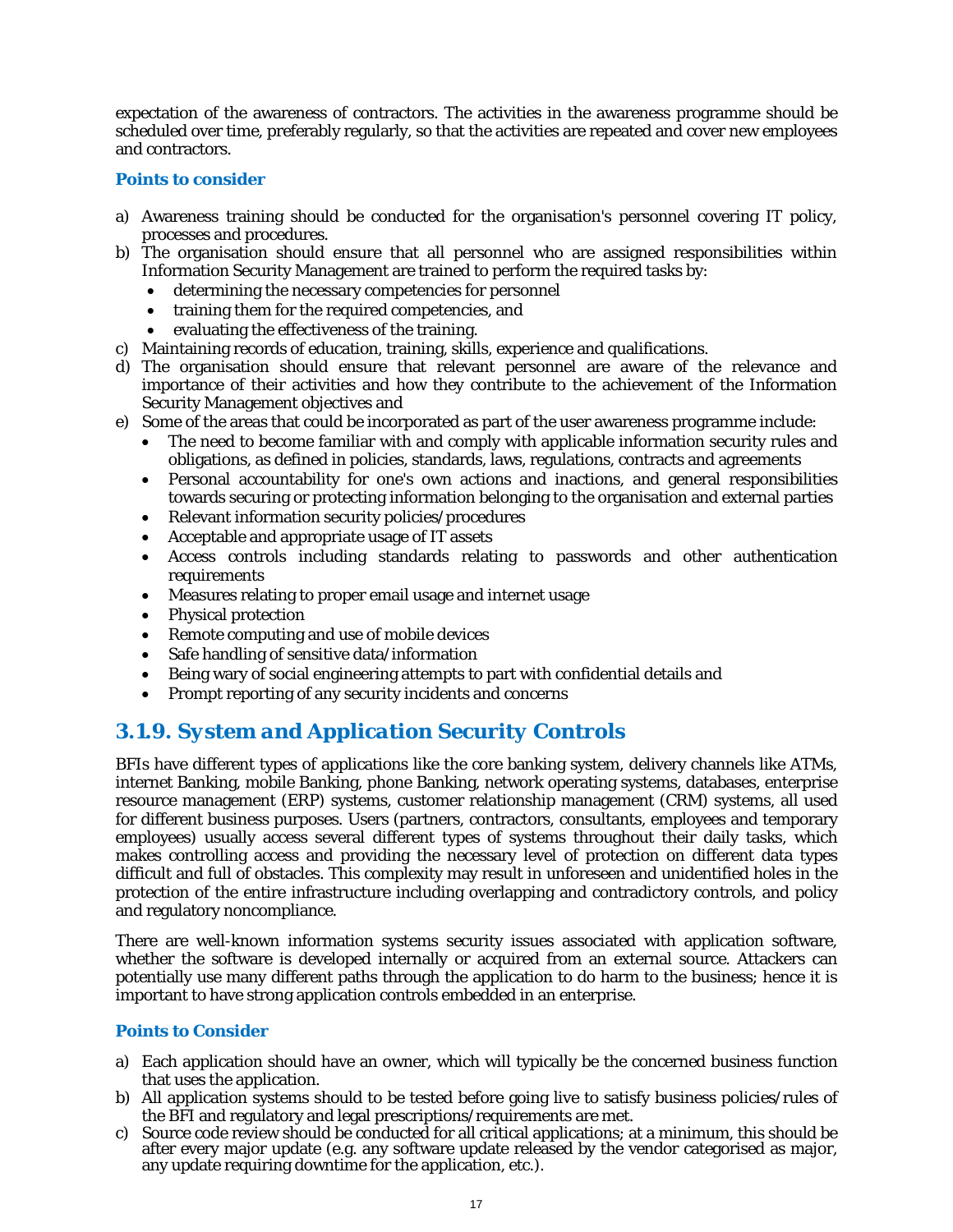expectation of the awareness of contractors. The activities in the awareness programme should be scheduled over time, preferably regularly, so that the activities are repeated and cover new employees and contractors.

**Points to consider**

a) Awareness training should be conducted for the organisation's personnel covering IT policy, processes and procedures.
b) The organisation should ensure that all personnel who are assigned responsibilities within Information Security Management are trained to perform the required tasks by:
   - determining the necessary competencies for personnel
   - training them for the required competencies, and
   - evaluating the effectiveness of the training.
c) Maintaining records of education, training, skills, experience and qualifications.
d) The organisation should ensure that relevant personnel are aware of the relevance and importance of their activities and how they contribute to the achievement of the Information Security Management objectives and
e) Some of the areas that could be incorporated as part of the user awareness programme include:
   - The need to become familiar with and comply with applicable information security rules and obligations, as defined in policies, standards, laws, regulations, contracts and agreements
   - Personal accountability for one's own actions and inactions, and general responsibilities towards securing or protecting information belonging to the organisation and external parties
   - Relevant information security policies/procedures
   - Acceptable and appropriate usage of IT assets
   - Access controls including standards relating to passwords and other authentication requirements
   - Measures relating to proper email usage and internet usage
   - Physical protection
   - Remote computing and use of mobile devices
   - Safe handling of sensitive data/information
   - Being wary of social engineering attempts to part with confidential details and
   - Prompt reporting of any security incidents and concerns

## *3.1.9. System and Application Security Controls*

BFIs have different types of applications like the core banking system, delivery channels like ATMs, internet Banking, mobile Banking, phone Banking, network operating systems, databases, enterprise resource management (ERP) systems, customer relationship management (CRM) systems, all used for different business purposes. Users (partners, contractors, consultants, employees and temporary employees) usually access several different types of systems throughout their daily tasks, which makes controlling access and providing the necessary level of protection on different data types difficult and full of obstacles. This complexity may result in unforeseen and unidentified holes in the protection of the entire infrastructure including overlapping and contradictory controls, and policy and regulatory noncompliance.

There are well-known information systems security issues associated with application software, whether the software is developed internally or acquired from an external source. Attackers can potentially use many different paths through the application to do harm to the business; hence it is important to have strong application controls embedded in an enterprise.

**Points to Consider**

a) Each application should have an owner, which will typically be the concerned business function that uses the application.
b) All application systems should to be tested before going live to satisfy business policies/rules of the BFI and regulatory and legal prescriptions/requirements are met.
c) Source code review should be conducted for all critical applications; at a minimum, this should be after every major update (e.g. any software update released by the vendor categorised as major, any update requiring downtime for the application, etc.).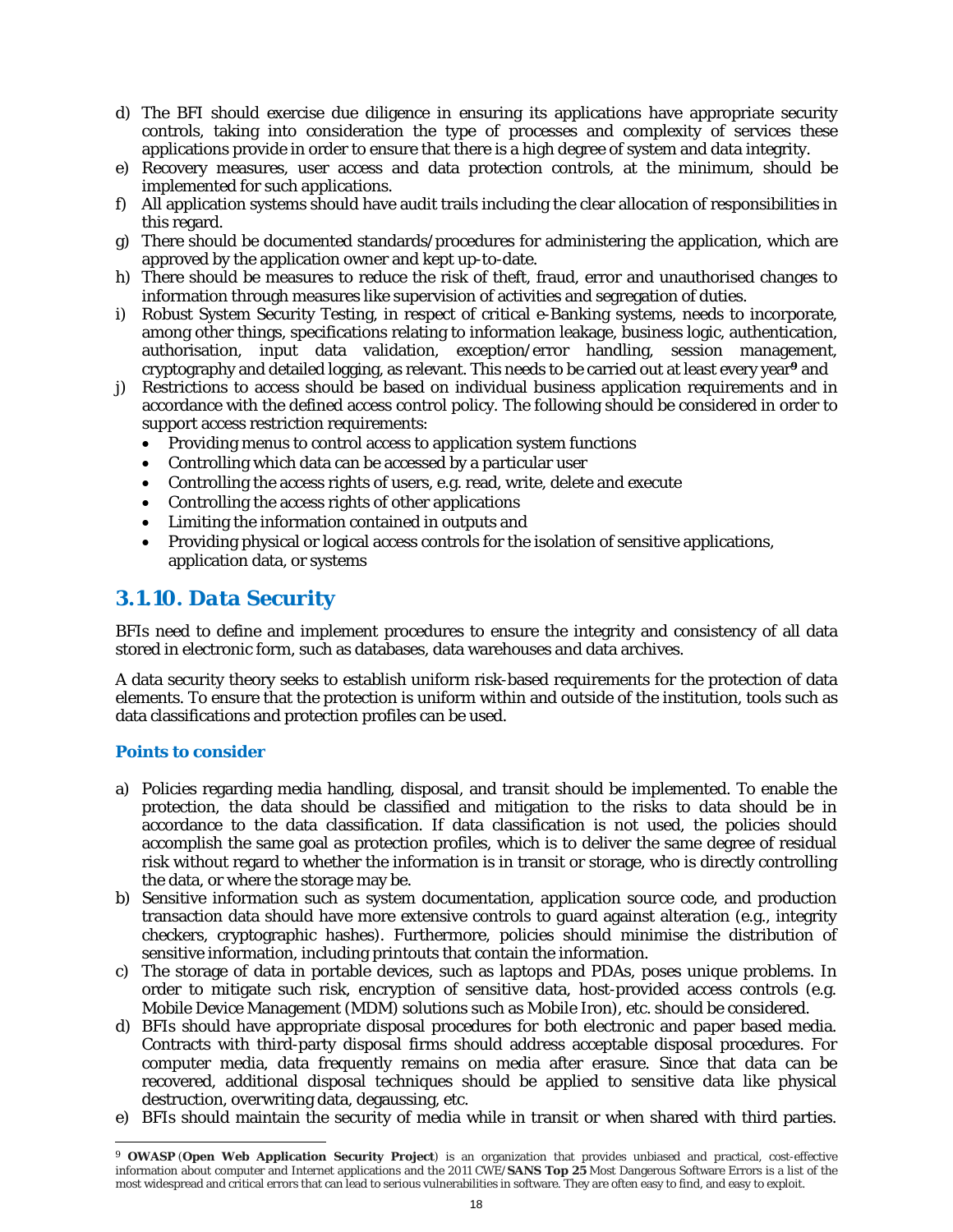d) The BFI should exercise due diligence in ensuring its applications have appropriate security controls, taking into consideration the type of processes and complexity of services these applications provide in order to ensure that there is a high degree of system and data integrity.
e) Recovery measures, user access and data protection controls, at the minimum, should be implemented for such applications.
f) All application systems should have audit trails including the clear allocation of responsibilities in this regard.
g) There should be documented standards/procedures for administering the application, which are approved by the application owner and kept up-to-date.
h) There should be measures to reduce the risk of theft, fraud, error and unauthorised changes to information through measures like supervision of activities and segregation of duties.
i) Robust System Security Testing, in respect of critical e-Banking systems, needs to incorporate, among other things, specifications relating to information leakage, business logic, authentication, authorisation, input data validation, exception/error handling, session management, cryptography and detailed logging, as relevant. This needs to be carried out at least every year[9] and
j) Restrictions to access should be based on individual business application requirements and in accordance with the defined access control policy. The following should be considered in order to support access restriction requirements:
   - Providing menus to control access to application system functions
   - Controlling which data can be accessed by a particular user
   - Controlling the access rights of users, e.g. read, write, delete and execute
   - Controlling the access rights of other applications
   - Limiting the information contained in outputs and
   - Providing physical or logical access controls for the isolation of sensitive applications, application data, or systems

## 3.1.10. Data Security

BFIs need to define and implement procedures to ensure the integrity and consistency of all data stored in electronic form, such as databases, data warehouses and data archives.

A data security theory seeks to establish uniform risk-based requirements for the protection of data elements. To ensure that the protection is uniform within and outside of the institution, tools such as data classifications and protection profiles can be used.

### Points to consider

a) Policies regarding media handling, disposal, and transit should be implemented. To enable the protection, the data should be classified and mitigation to the risks to data should be in accordance to the data classification. If data classification is not used, the policies should accomplish the same goal as protection profiles, which is to deliver the same degree of residual risk without regard to whether the information is in transit or storage, who is directly controlling the data, or where the storage may be.
b) Sensitive information such as system documentation, application source code, and production transaction data should have more extensive controls to guard against alteration (e.g., integrity checkers, cryptographic hashes). Furthermore, policies should minimise the distribution of sensitive information, including printouts that contain the information.
c) The storage of data in portable devices, such as laptops and PDAs, poses unique problems. In order to mitigate such risk, encryption of sensitive data, host-provided access controls (e.g. Mobile Device Management (MDM) solutions such as Mobile Iron), etc. should be considered.
d) BFIs should have appropriate disposal procedures for both electronic and paper based media. Contracts with third-party disposal firms should address acceptable disposal procedures. For computer media, data frequently remains on media after erasure. Since that data can be recovered, additional disposal techniques should be applied to sensitive data like physical destruction, overwriting data, degaussing, etc.
e) BFIs should maintain the security of media while in transit or when shared with third parties.

[9] **OWASP** (**Open Web Application Security Project**) is an organization that provides unbiased and practical, cost-effective information about computer and Internet applications and the 2011 CWE/**SANS Top 25** Most Dangerous Software Errors is a list of the most widespread and critical errors that can lead to serious vulnerabilities in software. They are often easy to find, and easy to exploit.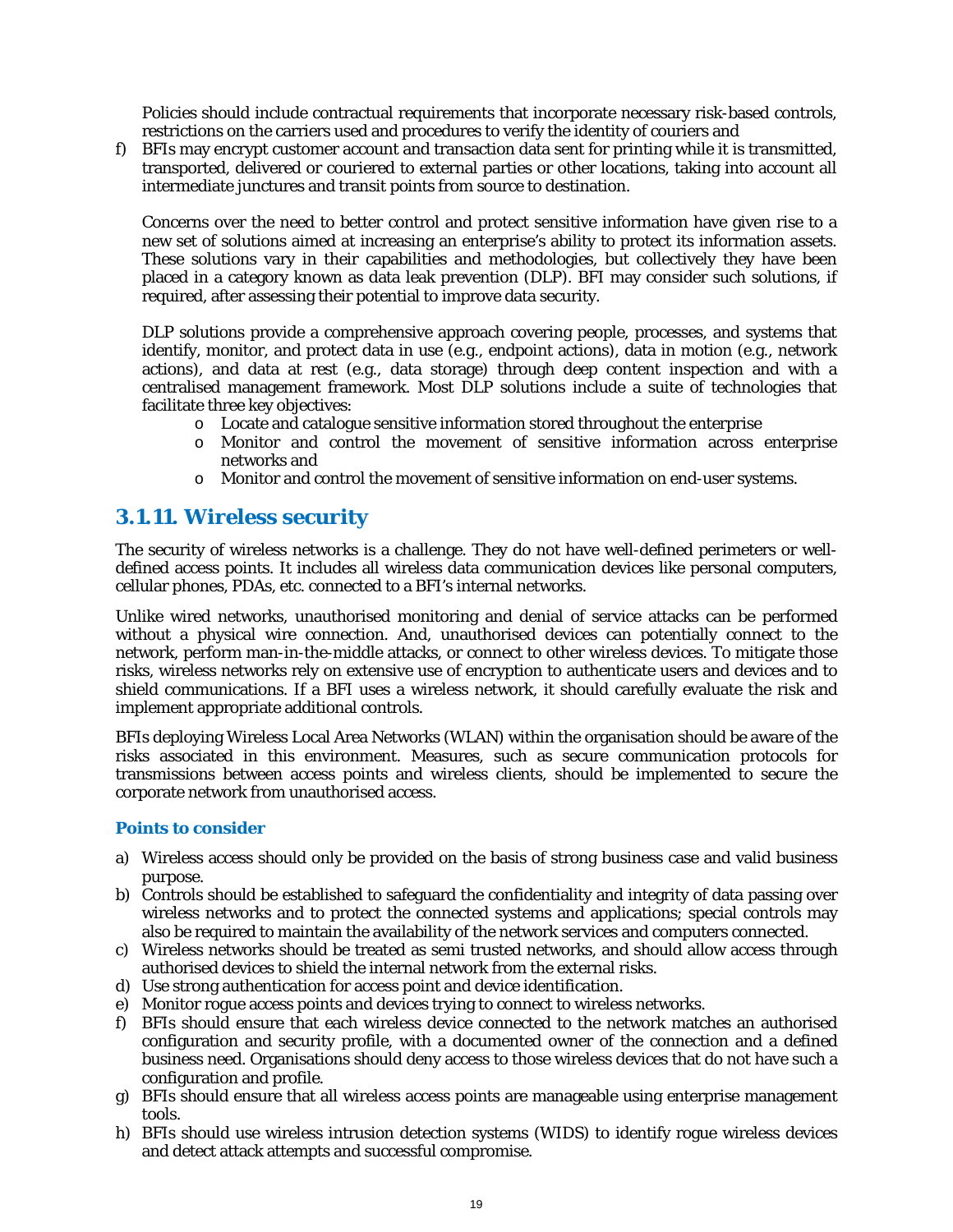Policies should include contractual requirements that incorporate necessary risk-based controls, restrictions on the carriers used and procedures to verify the identity of couriers and

f) BFIs may encrypt customer account and transaction data sent for printing while it is transmitted, transported, delivered or couriered to external parties or other locations, taking into account all intermediate junctures and transit points from source to destination.

Concerns over the need to better control and protect sensitive information have given rise to a new set of solutions aimed at increasing an enterprise's ability to protect its information assets. These solutions vary in their capabilities and methodologies, but collectively they have been placed in a category known as data leak prevention (DLP). BFI may consider such solutions, if required, after assessing their potential to improve data security.

DLP solutions provide a comprehensive approach covering people, processes, and systems that identify, monitor, and protect data in use (e.g., endpoint actions), data in motion (e.g., network actions), and data at rest (e.g., data storage) through deep content inspection and with a centralised management framework. Most DLP solutions include a suite of technologies that facilitate three key objectives:

- Locate and catalogue sensitive information stored throughout the enterprise
- Monitor and control the movement of sensitive information across enterprise networks and
- Monitor and control the movement of sensitive information on end-user systems.

### 3.1.11. Wireless security

The security of wireless networks is a challenge. They do not have well-defined perimeters or well-defined access points. It includes all wireless data communication devices like personal computers, cellular phones, PDAs, etc. connected to a BFI's internal networks.

Unlike wired networks, unauthorised monitoring and denial of service attacks can be performed without a physical wire connection. And, unauthorised devices can potentially connect to the network, perform man-in-the-middle attacks, or connect to other wireless devices. To mitigate those risks, wireless networks rely on extensive use of encryption to authenticate users and devices and to shield communications. If a BFI uses a wireless network, it should carefully evaluate the risk and implement appropriate additional controls.

BFIs deploying Wireless Local Area Networks (WLAN) within the organisation should be aware of the risks associated in this environment. Measures, such as secure communication protocols for transmissions between access points and wireless clients, should be implemented to secure the corporate network from unauthorised access.

#### Points to consider

a) Wireless access should only be provided on the basis of strong business case and valid business purpose.
b) Controls should be established to safeguard the confidentiality and integrity of data passing over wireless networks and to protect the connected systems and applications; special controls may also be required to maintain the availability of the network services and computers connected.
c) Wireless networks should be treated as semi trusted networks, and should allow access through authorised devices to shield the internal network from the external risks.
d) Use strong authentication for access point and device identification.
e) Monitor rogue access points and devices trying to connect to wireless networks.
f) BFIs should ensure that each wireless device connected to the network matches an authorised configuration and security profile, with a documented owner of the connection and a defined business need. Organisations should deny access to those wireless devices that do not have such a configuration and profile.
g) BFIs should ensure that all wireless access points are manageable using enterprise management tools.
h) BFIs should use wireless intrusion detection systems (WIDS) to identify rogue wireless devices and detect attack attempts and successful compromise.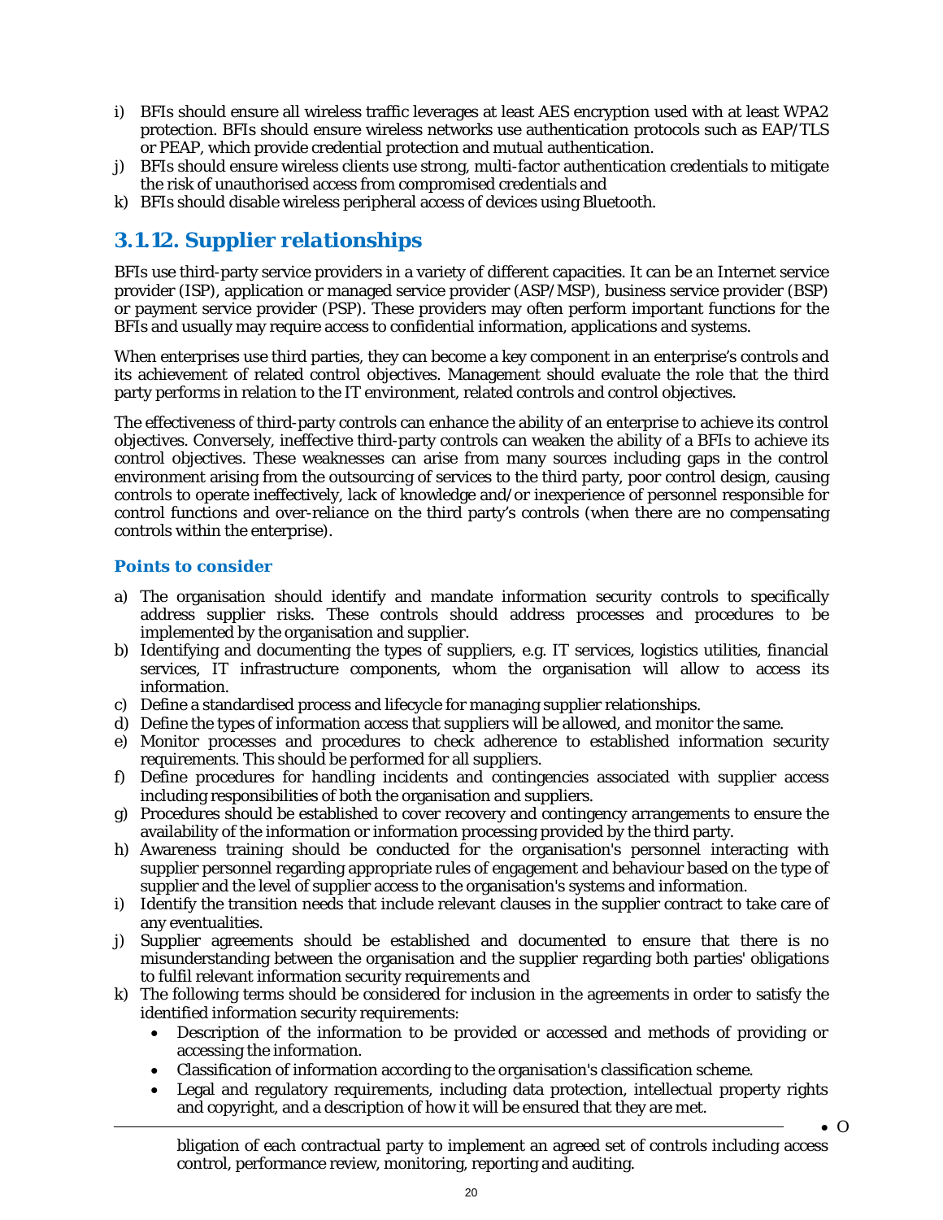i) BFIs should ensure all wireless traffic leverages at least AES encryption used with at least WPA2 protection. BFIs should ensure wireless networks use authentication protocols such as EAP/TLS or PEAP, which provide credential protection and mutual authentication.
j) BFIs should ensure wireless clients use strong, multi-factor authentication credentials to mitigate the risk of unauthorised access from compromised credentials and
k) BFIs should disable wireless peripheral access of devices using Bluetooth.

## 3.1.12. Supplier relationships

BFIs use third-party service providers in a variety of different capacities. It can be an Internet service provider (ISP), application or managed service provider (ASP/MSP), business service provider (BSP) or payment service provider (PSP). These providers may often perform important functions for the BFIs and usually may require access to confidential information, applications and systems.

When enterprises use third parties, they can become a key component in an enterprise's controls and its achievement of related control objectives. Management should evaluate the role that the third party performs in relation to the IT environment, related controls and control objectives.

The effectiveness of third-party controls can enhance the ability of an enterprise to achieve its control objectives. Conversely, ineffective third-party controls can weaken the ability of a BFIs to achieve its control objectives. These weaknesses can arise from many sources including gaps in the control environment arising from the outsourcing of services to the third party, poor control design, causing controls to operate ineffectively, lack of knowledge and/or inexperience of personnel responsible for control functions and over-reliance on the third party's controls (when there are no compensating controls within the enterprise).

### Points to consider

a) The organisation should identify and mandate information security controls to specifically address supplier risks. These controls should address processes and procedures to be implemented by the organisation and supplier.
b) Identifying and documenting the types of suppliers, e.g. IT services, logistics utilities, financial services, IT infrastructure components, whom the organisation will allow to access its information.
c) Define a standardised process and lifecycle for managing supplier relationships.
d) Define the types of information access that suppliers will be allowed, and monitor the same.
e) Monitor processes and procedures to check adherence to established information security requirements. This should be performed for all suppliers.
f) Define procedures for handling incidents and contingencies associated with supplier access including responsibilities of both the organisation and suppliers.
g) Procedures should be established to cover recovery and contingency arrangements to ensure the availability of the information or information processing provided by the third party.
h) Awareness training should be conducted for the organisation's personnel interacting with supplier personnel regarding appropriate rules of engagement and behaviour based on the type of supplier and the level of supplier access to the organisation's systems and information.
i) Identify the transition needs that include relevant clauses in the supplier contract to take care of any eventualities.
j) Supplier agreements should be established and documented to ensure that there is no misunderstanding between the organisation and the supplier regarding both parties' obligations to fulfil relevant information security requirements and
k) The following terms should be considered for inclusion in the agreements in order to satisfy the identified information security requirements:
   - Description of the information to be provided or accessed and methods of providing or accessing the information.
   - Classification of information according to the organisation's classification scheme.
   - Legal and regulatory requirements, including data protection, intellectual property rights and copyright, and a description of how it will be ensured that they are met.
   - Obligation of each contractual party to implement an agreed set of controls including access control, performance review, monitoring, reporting and auditing.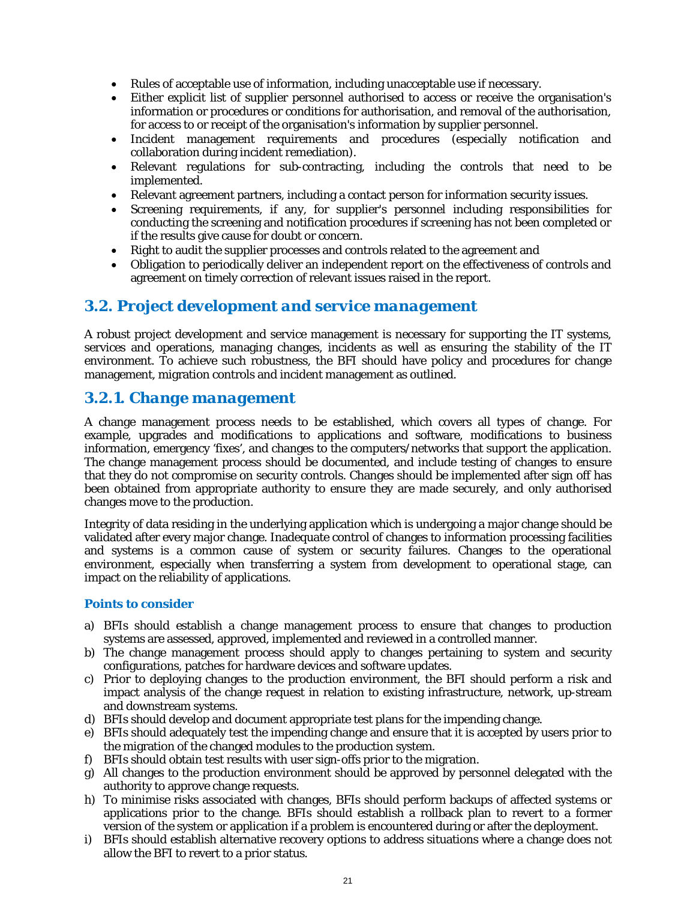- Rules of acceptable use of information, including unacceptable use if necessary.
- Either explicit list of supplier personnel authorised to access or receive the organisation's information or procedures or conditions for authorisation, and removal of the authorisation, for access to or receipt of the organisation's information by supplier personnel.
- Incident management requirements and procedures (especially notification and collaboration during incident remediation).
- Relevant regulations for sub-contracting, including the controls that need to be implemented.
- Relevant agreement partners, including a contact person for information security issues.
- Screening requirements, if any, for supplier's personnel including responsibilities for conducting the screening and notification procedures if screening has not been completed or if the results give cause for doubt or concern.
- Right to audit the supplier processes and controls related to the agreement and
- Obligation to periodically deliver an independent report on the effectiveness of controls and agreement on timely correction of relevant issues raised in the report.

## 3.2. Project development and service management

A robust project development and service management is necessary for supporting the IT systems, services and operations, managing changes, incidents as well as ensuring the stability of the IT environment. To achieve such robustness, the BFI should have policy and procedures for change management, migration controls and incident management as outlined.

### 3.2.1. Change management

A change management process needs to be established, which covers all types of change. For example, upgrades and modifications to applications and software, modifications to business information, emergency 'fixes', and changes to the computers/networks that support the application. The change management process should be documented, and include testing of changes to ensure that they do not compromise on security controls. Changes should be implemented after sign off has been obtained from appropriate authority to ensure they are made securely, and only authorised changes move to the production.

Integrity of data residing in the underlying application which is undergoing a major change should be validated after every major change. Inadequate control of changes to information processing facilities and systems is a common cause of system or security failures. Changes to the operational environment, especially when transferring a system from development to operational stage, can impact on the reliability of applications.

#### Points to consider

a) BFIs should establish a change management process to ensure that changes to production systems are assessed, approved, implemented and reviewed in a controlled manner.
b) The change management process should apply to changes pertaining to system and security configurations, patches for hardware devices and software updates.
c) Prior to deploying changes to the production environment, the BFI should perform a risk and impact analysis of the change request in relation to existing infrastructure, network, up-stream and downstream systems.
d) BFIs should develop and document appropriate test plans for the impending change.
e) BFIs should adequately test the impending change and ensure that it is accepted by users prior to the migration of the changed modules to the production system.
f) BFIs should obtain test results with user sign-offs prior to the migration.
g) All changes to the production environment should be approved by personnel delegated with the authority to approve change requests.
h) To minimise risks associated with changes, BFIs should perform backups of affected systems or applications prior to the change. BFIs should establish a rollback plan to revert to a former version of the system or application if a problem is encountered during or after the deployment.
i) BFIs should establish alternative recovery options to address situations where a change does not allow the BFI to revert to a prior status.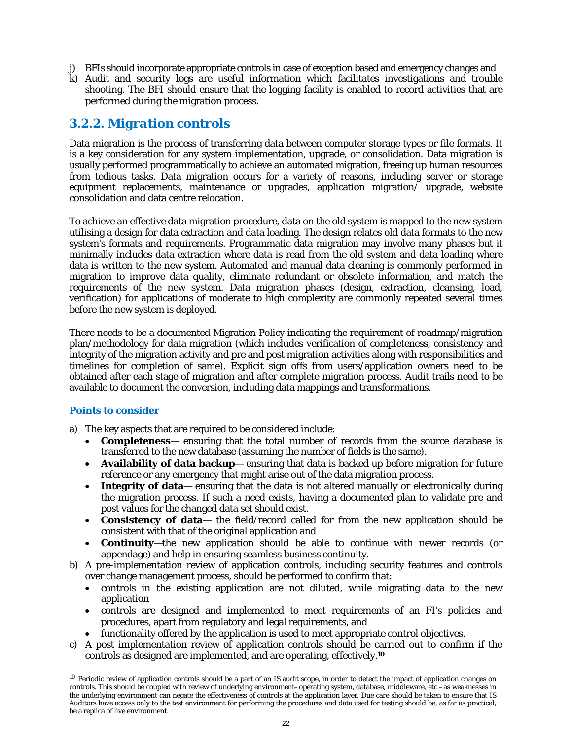j) BFIs should incorporate appropriate controls in case of exception based and emergency changes and
k) Audit and security logs are useful information which facilitates investigations and trouble shooting. The BFI should ensure that the logging facility is enabled to record activities that are performed during the migration process.

### 3.2.2. Migration controls

Data migration is the process of transferring data between computer storage types or file formats. It is a key consideration for any system implementation, upgrade, or consolidation. Data migration is usually performed programmatically to achieve an automated migration, freeing up human resources from tedious tasks. Data migration occurs for a variety of reasons, including server or storage equipment replacements, maintenance or upgrades, application migration/ upgrade, website consolidation and data centre relocation.

To achieve an effective data migration procedure, data on the old system is mapped to the new system utilising a design for data extraction and data loading. The design relates old data formats to the new system's formats and requirements. Programmatic data migration may involve many phases but it minimally includes data extraction where data is read from the old system and data loading where data is written to the new system. Automated and manual data cleaning is commonly performed in migration to improve data quality, eliminate redundant or obsolete information, and match the requirements of the new system. Data migration phases (design, extraction, cleansing, load, verification) for applications of moderate to high complexity are commonly repeated several times before the new system is deployed.

There needs to be a documented Migration Policy indicating the requirement of roadmap/migration plan/methodology for data migration (which includes verification of completeness, consistency and integrity of the migration activity and pre and post migration activities along with responsibilities and timelines for completion of same). Explicit sign offs from users/application owners need to be obtained after each stage of migration and after complete migration process. Audit trails need to be available to document the conversion, including data mappings and transformations.

#### Points to consider

a) The key aspects that are required to be considered include:
   - **Completeness**— ensuring that the total number of records from the source database is transferred to the new database (assuming the number of fields is the same).
   - **Availability of data backup**— ensuring that data is backed up before migration for future reference or any emergency that might arise out of the data migration process.
   - **Integrity of data**— ensuring that the data is not altered manually or electronically during the migration process. If such a need exists, having a documented plan to validate pre and post values for the changed data set should exist.
   - **Consistency of data**— the field/record called for from the new application should be consistent with that of the original application and
   - **Continuity**—the new application should be able to continue with newer records (or appendage) and help in ensuring seamless business continuity.
b) A pre-implementation review of application controls, including security features and controls over change management process, should be performed to confirm that:
   - controls in the existing application are not diluted, while migrating data to the new application
   - controls are designed and implemented to meet requirements of an FI's policies and procedures, apart from regulatory and legal requirements, and
   - functionality offered by the application is used to meet appropriate control objectives.
c) A post implementation review of application controls should be carried out to confirm if the controls as designed are implemented, and are operating, effectively.[10]

[10] Periodic review of application controls should be a part of an IS audit scope, in order to detect the impact of application changes on controls. This should be coupled with review of underlying environment–operating system, database, middleware, etc.–as weaknesses in the underlying environment can negate the effectiveness of controls at the application layer. Due care should be taken to ensure that IS Auditors have access only to the test environment for performing the procedures and data used for testing should be, as far as practical, be a replica of live environment.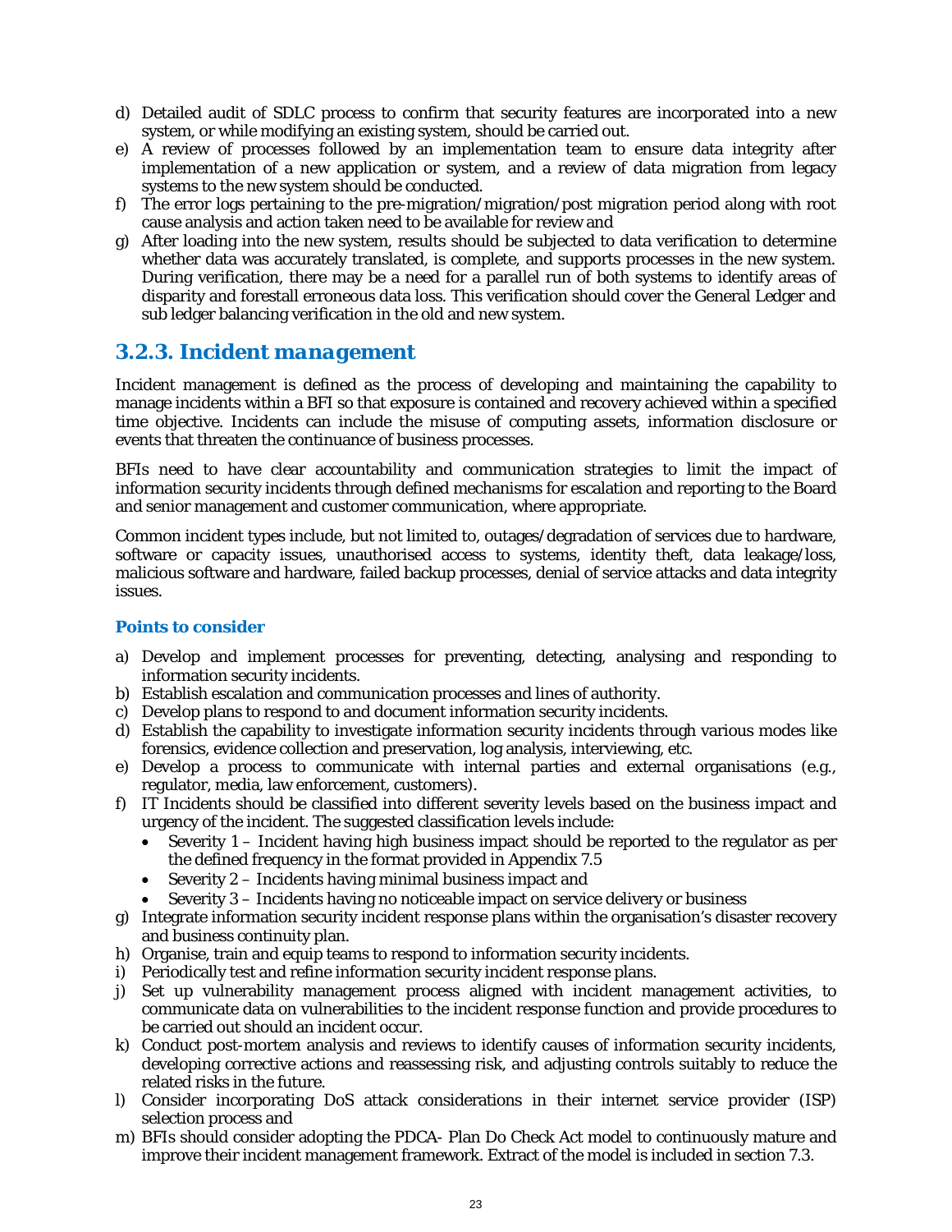d) Detailed audit of SDLC process to confirm that security features are incorporated into a new system, or while modifying an existing system, should be carried out.
e) A review of processes followed by an implementation team to ensure data integrity after implementation of a new application or system, and a review of data migration from legacy systems to the new system should be conducted.
f) The error logs pertaining to the pre-migration/migration/post migration period along with root cause analysis and action taken need to be available for review and
g) After loading into the new system, results should be subjected to data verification to determine whether data was accurately translated, is complete, and supports processes in the new system. During verification, there may be a need for a parallel run of both systems to identify areas of disparity and forestall erroneous data loss. This verification should cover the General Ledger and sub ledger balancing verification in the old and new system.

### 3.2.3. Incident management

Incident management is defined as the process of developing and maintaining the capability to manage incidents within a BFI so that exposure is contained and recovery achieved within a specified time objective. Incidents can include the misuse of computing assets, information disclosure or events that threaten the continuance of business processes.

BFIs need to have clear accountability and communication strategies to limit the impact of information security incidents through defined mechanisms for escalation and reporting to the Board and senior management and customer communication, where appropriate.

Common incident types include, but not limited to, outages/degradation of services due to hardware, software or capacity issues, unauthorised access to systems, identity theft, data leakage/loss, malicious software and hardware, failed backup processes, denial of service attacks and data integrity issues.

#### Points to consider

a) Develop and implement processes for preventing, detecting, analysing and responding to information security incidents.
b) Establish escalation and communication processes and lines of authority.
c) Develop plans to respond to and document information security incidents.
d) Establish the capability to investigate information security incidents through various modes like forensics, evidence collection and preservation, log analysis, interviewing, etc.
e) Develop a process to communicate with internal parties and external organisations (e.g., regulator, media, law enforcement, customers).
f) IT Incidents should be classified into different severity levels based on the business impact and urgency of the incident. The suggested classification levels include:
   - Severity 1 – Incident having high business impact should be reported to the regulator as per the defined frequency in the format provided in Appendix 7.5
   - Severity 2 – Incidents having minimal business impact and
   - Severity 3 – Incidents having no noticeable impact on service delivery or business
g) Integrate information security incident response plans within the organisation's disaster recovery and business continuity plan.
h) Organise, train and equip teams to respond to information security incidents.
i) Periodically test and refine information security incident response plans.
j) Set up vulnerability management process aligned with incident management activities, to communicate data on vulnerabilities to the incident response function and provide procedures to be carried out should an incident occur.
k) Conduct post-mortem analysis and reviews to identify causes of information security incidents, developing corrective actions and reassessing risk, and adjusting controls suitably to reduce the related risks in the future.
l) Consider incorporating DoS attack considerations in their internet service provider (ISP) selection process and
m) BFIs should consider adopting the PDCA- Plan Do Check Act model to continuously mature and improve their incident management framework. Extract of the model is included in section 7.3.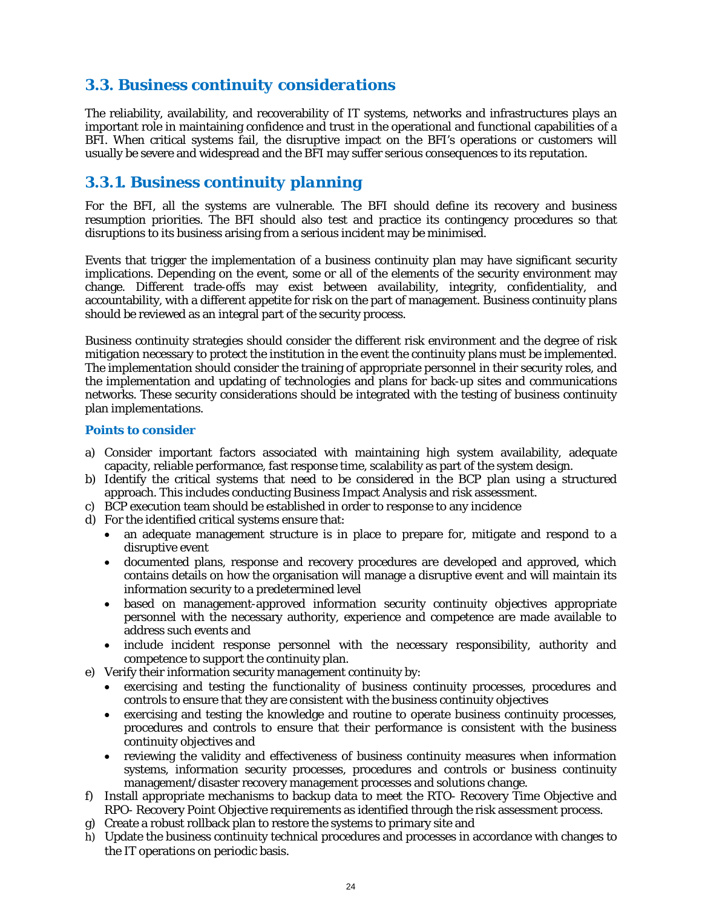## 3.3. Business continuity considerations

The reliability, availability, and recoverability of IT systems, networks and infrastructures plays an important role in maintaining confidence and trust in the operational and functional capabilities of a BFI. When critical systems fail, the disruptive impact on the BFI's operations or customers will usually be severe and widespread and the BFI may suffer serious consequences to its reputation.

### 3.3.1. Business continuity planning

For the BFI, all the systems are vulnerable. The BFI should define its recovery and business resumption priorities. The BFI should also test and practice its contingency procedures so that disruptions to its business arising from a serious incident may be minimised.

Events that trigger the implementation of a business continuity plan may have significant security implications. Depending on the event, some or all of the elements of the security environment may change. Different trade-offs may exist between availability, integrity, confidentiality, and accountability, with a different appetite for risk on the part of management. Business continuity plans should be reviewed as an integral part of the security process.

Business continuity strategies should consider the different risk environment and the degree of risk mitigation necessary to protect the institution in the event the continuity plans must be implemented. The implementation should consider the training of appropriate personnel in their security roles, and the implementation and updating of technologies and plans for back-up sites and communications networks. These security considerations should be integrated with the testing of business continuity plan implementations.

**Points to consider**

a) Consider important factors associated with maintaining high system availability, adequate capacity, reliable performance, fast response time, scalability as part of the system design.
b) Identify the critical systems that need to be considered in the BCP plan using a structured approach. This includes conducting Business Impact Analysis and risk assessment.
c) BCP execution team should be established in order to response to any incidence
d) For the identified critical systems ensure that:
   - an adequate management structure is in place to prepare for, mitigate and respond to a disruptive event
   - documented plans, response and recovery procedures are developed and approved, which contains details on how the organisation will manage a disruptive event and will maintain its information security to a predetermined level
   - based on management-approved information security continuity objectives appropriate personnel with the necessary authority, experience and competence are made available to address such events and
   - include incident response personnel with the necessary responsibility, authority and competence to support the continuity plan.
e) Verify their information security management continuity by:
   - exercising and testing the functionality of business continuity processes, procedures and controls to ensure that they are consistent with the business continuity objectives
   - exercising and testing the knowledge and routine to operate business continuity processes, procedures and controls to ensure that their performance is consistent with the business continuity objectives and
   - reviewing the validity and effectiveness of business continuity measures when information systems, information security processes, procedures and controls or business continuity management/disaster recovery management processes and solutions change.
f) Install appropriate mechanisms to backup data to meet the RTO- Recovery Time Objective and RPO- Recovery Point Objective requirements as identified through the risk assessment process.
g) Create a robust rollback plan to restore the systems to primary site and
h) Update the business continuity technical procedures and processes in accordance with changes to the IT operations on periodic basis.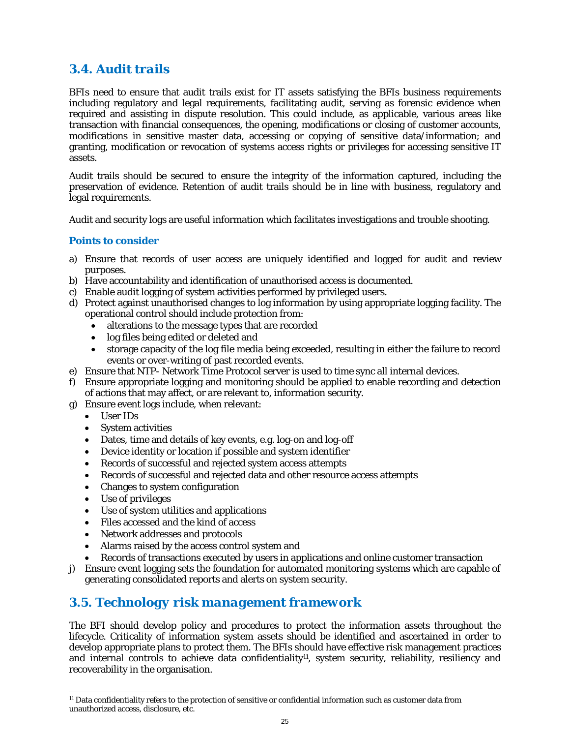## 3.4. Audit trails

BFIs need to ensure that audit trails exist for IT assets satisfying the BFIs business requirements including regulatory and legal requirements, facilitating audit, serving as forensic evidence when required and assisting in dispute resolution. This could include, as applicable, various areas like transaction with financial consequences, the opening, modifications or closing of customer accounts, modifications in sensitive master data, accessing or copying of sensitive data/information; and granting, modification or revocation of systems access rights or privileges for accessing sensitive IT assets.

Audit trails should be secured to ensure the integrity of the information captured, including the preservation of evidence. Retention of audit trails should be in line with business, regulatory and legal requirements.

Audit and security logs are useful information which facilitates investigations and trouble shooting.

### Points to consider

a) Ensure that records of user access are uniquely identified and logged for audit and review purposes.
b) Have accountability and identification of unauthorised access is documented.
c) Enable audit logging of system activities performed by privileged users.
d) Protect against unauthorised changes to log information by using appropriate logging facility. The operational control should include protection from:
   - alterations to the message types that are recorded
   - log files being edited or deleted and
   - storage capacity of the log file media being exceeded, resulting in either the failure to record events or over-writing of past recorded events.
e) Ensure that NTP- Network Time Protocol server is used to time sync all internal devices.
f) Ensure appropriate logging and monitoring should be applied to enable recording and detection of actions that may affect, or are relevant to, information security.
g) Ensure event logs include, when relevant:
   - User IDs
   - System activities
   - Dates, time and details of key events, e.g. log-on and log-off
   - Device identity or location if possible and system identifier
   - Records of successful and rejected system access attempts
   - Records of successful and rejected data and other resource access attempts
   - Changes to system configuration
   - Use of privileges
   - Use of system utilities and applications
   - Files accessed and the kind of access
   - Network addresses and protocols
   - Alarms raised by the access control system and
   - Records of transactions executed by users in applications and online customer transaction

j) Ensure event logging sets the foundation for automated monitoring systems which are capable of generating consolidated reports and alerts on system security.

## 3.5. Technology risk management framework

The BFI should develop policy and procedures to protect the information assets throughout the lifecycle. Criticality of information system assets should be identified and ascertained in order to develop appropriate plans to protect them. The BFIs should have effective risk management practices and internal controls to achieve data confidentiality[11], system security, reliability, resiliency and recoverability in the organisation.

[11] Data confidentiality refers to the protection of sensitive or confidential information such as customer data from unauthorized access, disclosure, etc.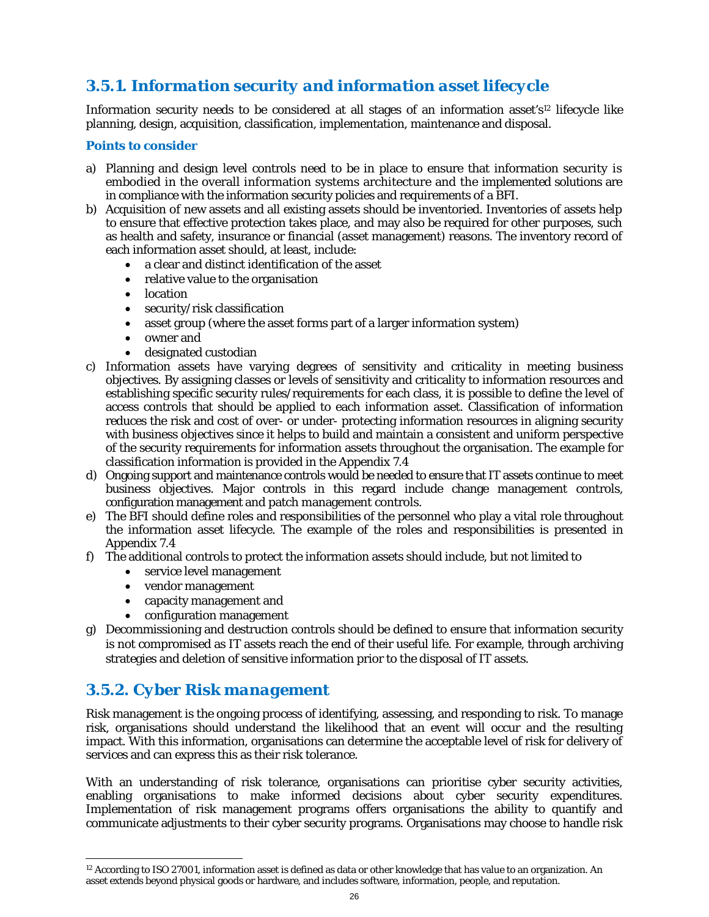### 3.5.1. Information security and information asset lifecycle

Information security needs to be considered at all stages of an information asset's[12] lifecycle like planning, design, acquisition, classification, implementation, maintenance and disposal.

**Points to consider**

a) Planning and design level controls need to be in place to ensure that information security is embodied in the overall information systems architecture and the implemented solutions are in compliance with the information security policies and requirements of a BFI.

b) Acquisition of new assets and all existing assets should be inventoried. Inventories of assets help to ensure that effective protection takes place, and may also be required for other purposes, such as health and safety, insurance or financial (asset management) reasons. The inventory record of each information asset should, at least, include:
   - a clear and distinct identification of the asset
   - relative value to the organisation
   - location
   - security/risk classification
   - asset group (where the asset forms part of a larger information system)
   - owner and
   - designated custodian

c) Information assets have varying degrees of sensitivity and criticality in meeting business objectives. By assigning classes or levels of sensitivity and criticality to information resources and establishing specific security rules/requirements for each class, it is possible to define the level of access controls that should be applied to each information asset. Classification of information reduces the risk and cost of over- or under- protecting information resources in aligning security with business objectives since it helps to build and maintain a consistent and uniform perspective of the security requirements for information assets throughout the organisation. The example for classification information is provided in the Appendix 7.4

d) Ongoing support and maintenance controls would be needed to ensure that IT assets continue to meet business objectives. Major controls in this regard include change management controls, configuration management and patch management controls.

e) The BFI should define roles and responsibilities of the personnel who play a vital role throughout the information asset lifecycle. The example of the roles and responsibilities is presented in Appendix 7.4

f) The additional controls to protect the information assets should include, but not limited to
   - service level management
   - vendor management
   - capacity management and
   - configuration management

g) Decommissioning and destruction controls should be defined to ensure that information security is not compromised as IT assets reach the end of their useful life. For example, through archiving strategies and deletion of sensitive information prior to the disposal of IT assets.

### 3.5.2. Cyber Risk management

Risk management is the ongoing process of identifying, assessing, and responding to risk. To manage risk, organisations should understand the likelihood that an event will occur and the resulting impact. With this information, organisations can determine the acceptable level of risk for delivery of services and can express this as their risk tolerance.

With an understanding of risk tolerance, organisations can prioritise cyber security activities, enabling organisations to make informed decisions about cyber security expenditures. Implementation of risk management programs offers organisations the ability to quantify and communicate adjustments to their cyber security programs. Organisations may choose to handle risk

---

[12] According to ISO 27001, information asset is defined as data or other knowledge that has value to an organization. An asset extends beyond physical goods or hardware, and includes software, information, people, and reputation.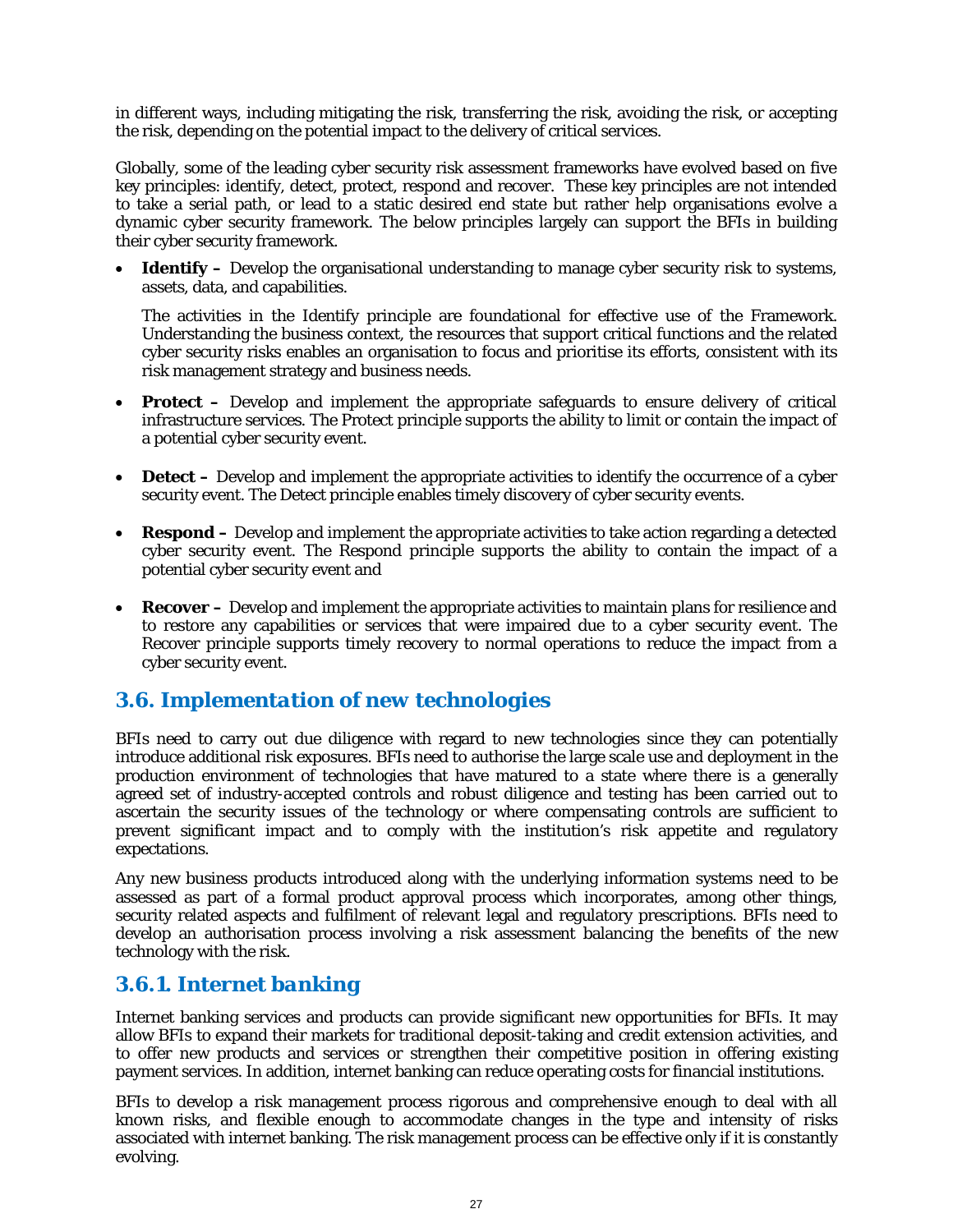in different ways, including mitigating the risk, transferring the risk, avoiding the risk, or accepting the risk, depending on the potential impact to the delivery of critical services.

Globally, some of the leading cyber security risk assessment frameworks have evolved based on five key principles: identify, detect, protect, respond and recover. These key principles are not intended to take a serial path, or lead to a static desired end state but rather help organisations evolve a dynamic cyber security framework. The below principles largely can support the BFIs in building their cyber security framework.

- **Identify –** Develop the organisational understanding to manage cyber security risk to systems, assets, data, and capabilities.

  The activities in the Identify principle are foundational for effective use of the Framework. Understanding the business context, the resources that support critical functions and the related cyber security risks enables an organisation to focus and prioritise its efforts, consistent with its risk management strategy and business needs.

- **Protect –** Develop and implement the appropriate safeguards to ensure delivery of critical infrastructure services. The Protect principle supports the ability to limit or contain the impact of a potential cyber security event.

- **Detect –** Develop and implement the appropriate activities to identify the occurrence of a cyber security event. The Detect principle enables timely discovery of cyber security events.

- **Respond –** Develop and implement the appropriate activities to take action regarding a detected cyber security event. The Respond principle supports the ability to contain the impact of a potential cyber security event and

- **Recover –** Develop and implement the appropriate activities to maintain plans for resilience and to restore any capabilities or services that were impaired due to a cyber security event. The Recover principle supports timely recovery to normal operations to reduce the impact from a cyber security event.

## 3.6. Implementation of new technologies

BFIs need to carry out due diligence with regard to new technologies since they can potentially introduce additional risk exposures. BFIs need to authorise the large scale use and deployment in the production environment of technologies that have matured to a state where there is a generally agreed set of industry-accepted controls and robust diligence and testing has been carried out to ascertain the security issues of the technology or where compensating controls are sufficient to prevent significant impact and to comply with the institution's risk appetite and regulatory expectations.

Any new business products introduced along with the underlying information systems need to be assessed as part of a formal product approval process which incorporates, among other things, security related aspects and fulfilment of relevant legal and regulatory prescriptions. BFIs need to develop an authorisation process involving a risk assessment balancing the benefits of the new technology with the risk.

### 3.6.1. Internet banking

Internet banking services and products can provide significant new opportunities for BFIs. It may allow BFIs to expand their markets for traditional deposit-taking and credit extension activities, and to offer new products and services or strengthen their competitive position in offering existing payment services. In addition, internet banking can reduce operating costs for financial institutions.

BFIs to develop a risk management process rigorous and comprehensive enough to deal with all known risks, and flexible enough to accommodate changes in the type and intensity of risks associated with internet banking. The risk management process can be effective only if it is constantly evolving.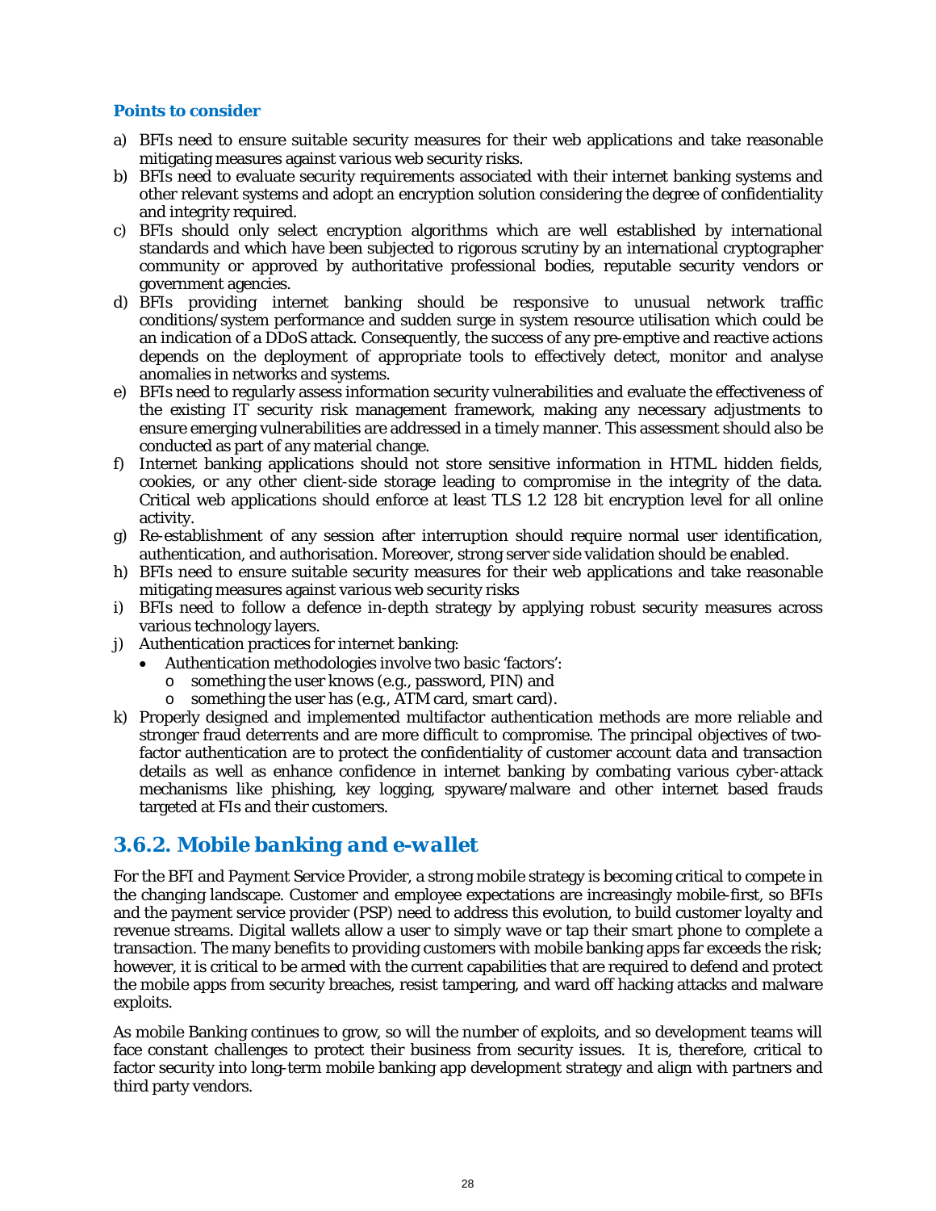### Points to consider

a) BFIs need to ensure suitable security measures for their web applications and take reasonable mitigating measures against various web security risks.
b) BFIs need to evaluate security requirements associated with their internet banking systems and other relevant systems and adopt an encryption solution considering the degree of confidentiality and integrity required.
c) BFIs should only select encryption algorithms which are well established by international standards and which have been subjected to rigorous scrutiny by an international cryptographer community or approved by authoritative professional bodies, reputable security vendors or government agencies.
d) BFIs providing internet banking should be responsive to unusual network traffic conditions/system performance and sudden surge in system resource utilisation which could be an indication of a DDoS attack. Consequently, the success of any pre-emptive and reactive actions depends on the deployment of appropriate tools to effectively detect, monitor and analyse anomalies in networks and systems.
e) BFIs need to regularly assess information security vulnerabilities and evaluate the effectiveness of the existing IT security risk management framework, making any necessary adjustments to ensure emerging vulnerabilities are addressed in a timely manner. This assessment should also be conducted as part of any material change.
f) Internet banking applications should not store sensitive information in HTML hidden fields, cookies, or any other client-side storage leading to compromise in the integrity of the data. Critical web applications should enforce at least TLS 1.2 128 bit encryption level for all online activity.
g) Re-establishment of any session after interruption should require normal user identification, authentication, and authorisation. Moreover, strong server side validation should be enabled.
h) BFIs need to ensure suitable security measures for their web applications and take reasonable mitigating measures against various web security risks
i) BFIs need to follow a defence in-depth strategy by applying robust security measures across various technology layers.
j) Authentication practices for internet banking:
   - Authentication methodologies involve two basic 'factors':
     - something the user knows (e.g., password, PIN) and
     - something the user has (e.g., ATM card, smart card).
k) Properly designed and implemented multifactor authentication methods are more reliable and stronger fraud deterrents and are more difficult to compromise. The principal objectives of two-factor authentication are to protect the confidentiality of customer account data and transaction details as well as enhance confidence in internet banking by combating various cyber-attack mechanisms like phishing, key logging, spyware/malware and other internet based frauds targeted at FIs and their customers.

## *3.6.2. Mobile banking and e-wallet*

For the BFI and Payment Service Provider, a strong mobile strategy is becoming critical to compete in the changing landscape. Customer and employee expectations are increasingly mobile-first, so BFIs and the payment service provider (PSP) need to address this evolution, to build customer loyalty and revenue streams. Digital wallets allow a user to simply wave or tap their smart phone to complete a transaction. The many benefits to providing customers with mobile banking apps far exceeds the risk; however, it is critical to be armed with the current capabilities that are required to defend and protect the mobile apps from security breaches, resist tampering, and ward off hacking attacks and malware exploits.

As mobile Banking continues to grow, so will the number of exploits, and so development teams will face constant challenges to protect their business from security issues. It is, therefore, critical to factor security into long-term mobile banking app development strategy and align with partners and third party vendors.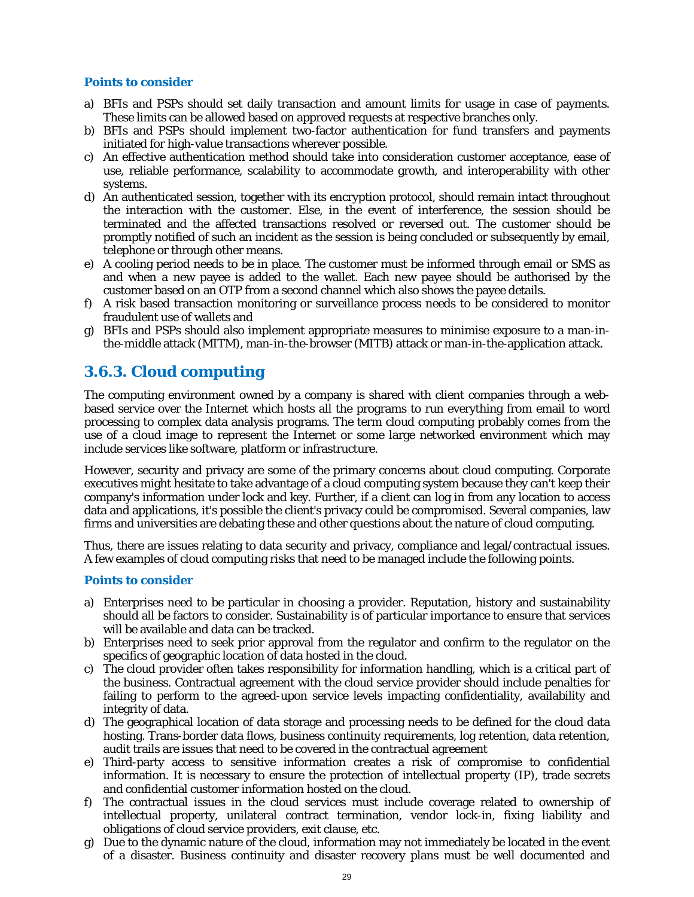**Points to consider**

a) BFIs and PSPs should set daily transaction and amount limits for usage in case of payments. These limits can be allowed based on approved requests at respective branches only.
b) BFIs and PSPs should implement two-factor authentication for fund transfers and payments initiated for high-value transactions wherever possible.
c) An effective authentication method should take into consideration customer acceptance, ease of use, reliable performance, scalability to accommodate growth, and interoperability with other systems.
d) An authenticated session, together with its encryption protocol, should remain intact throughout the interaction with the customer. Else, in the event of interference, the session should be terminated and the affected transactions resolved or reversed out. The customer should be promptly notified of such an incident as the session is being concluded or subsequently by email, telephone or through other means.
e) A cooling period needs to be in place. The customer must be informed through email or SMS as and when a new payee is added to the wallet. Each new payee should be authorised by the customer based on an OTP from a second channel which also shows the payee details.
f) A risk based transaction monitoring or surveillance process needs to be considered to monitor fraudulent use of wallets and
g) BFIs and PSPs should also implement appropriate measures to minimise exposure to a man-in-the-middle attack (MITM), man-in-the-browser (MITB) attack or man-in-the-application attack.

## 3.6.3. Cloud computing

The computing environment owned by a company is shared with client companies through a web-based service over the Internet which hosts all the programs to run everything from email to word processing to complex data analysis programs. The term cloud computing probably comes from the use of a cloud image to represent the Internet or some large networked environment which may include services like software, platform or infrastructure.

However, security and privacy are some of the primary concerns about cloud computing. Corporate executives might hesitate to take advantage of a cloud computing system because they can't keep their company's information under lock and key. Further, if a client can log in from any location to access data and applications, it's possible the client's privacy could be compromised. Several companies, law firms and universities are debating these and other questions about the nature of cloud computing.

Thus, there are issues relating to data security and privacy, compliance and legal/contractual issues. A few examples of cloud computing risks that need to be managed include the following points.

**Points to consider**

a) Enterprises need to be particular in choosing a provider. Reputation, history and sustainability should all be factors to consider. Sustainability is of particular importance to ensure that services will be available and data can be tracked.
b) Enterprises need to seek prior approval from the regulator and confirm to the regulator on the specifics of geographic location of data hosted in the cloud.
c) The cloud provider often takes responsibility for information handling, which is a critical part of the business. Contractual agreement with the cloud service provider should include penalties for failing to perform to the agreed-upon service levels impacting confidentiality, availability and integrity of data.
d) The geographical location of data storage and processing needs to be defined for the cloud data hosting. Trans-border data flows, business continuity requirements, log retention, data retention, audit trails are issues that need to be covered in the contractual agreement
e) Third-party access to sensitive information creates a risk of compromise to confidential information. It is necessary to ensure the protection of intellectual property (IP), trade secrets and confidential customer information hosted on the cloud.
f) The contractual issues in the cloud services must include coverage related to ownership of intellectual property, unilateral contract termination, vendor lock-in, fixing liability and obligations of cloud service providers, exit clause, etc.
g) Due to the dynamic nature of the cloud, information may not immediately be located in the event of a disaster. Business continuity and disaster recovery plans must be well documented and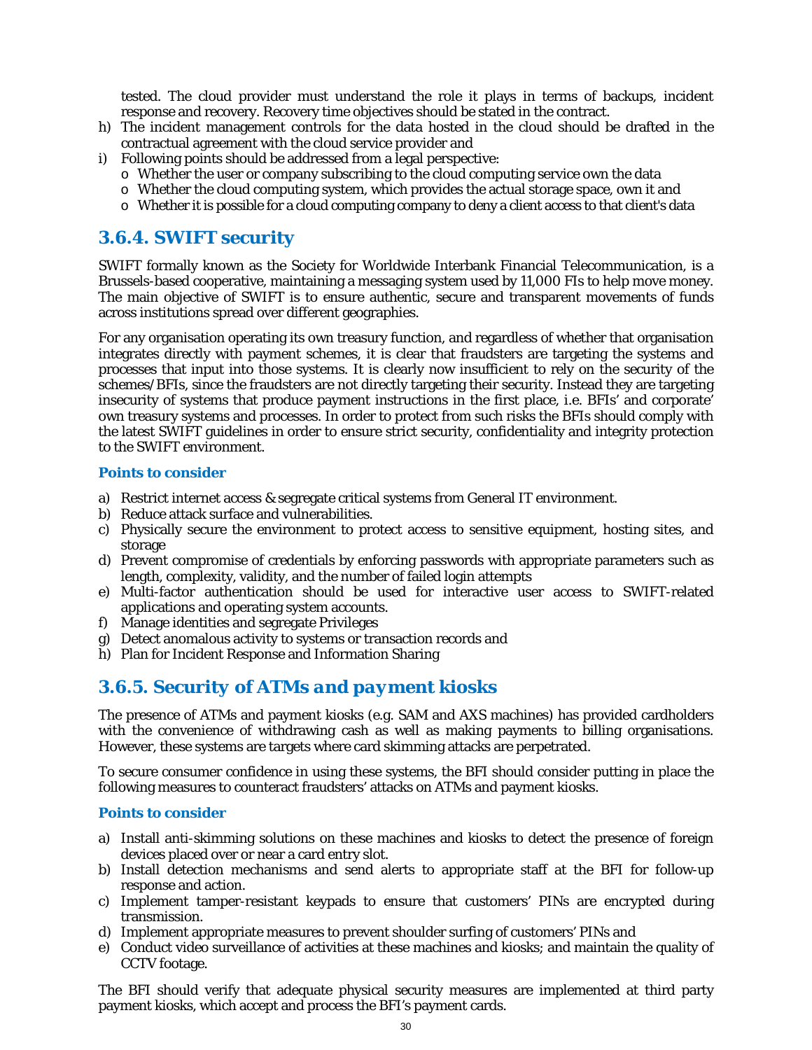tested. The cloud provider must understand the role it plays in terms of backups, incident response and recovery. Recovery time objectives should be stated in the contract.

h) The incident management controls for the data hosted in the cloud should be drafted in the contractual agreement with the cloud service provider and
i) Following points should be addressed from a legal perspective:
   - Whether the user or company subscribing to the cloud computing service own the data
   - Whether the cloud computing system, which provides the actual storage space, own it and
   - Whether it is possible for a cloud computing company to deny a client access to that client's data

## 3.6.4. SWIFT security

SWIFT formally known as the Society for Worldwide Interbank Financial Telecommunication, is a Brussels-based cooperative, maintaining a messaging system used by 11,000 FIs to help move money. The main objective of SWIFT is to ensure authentic, secure and transparent movements of funds across institutions spread over different geographies.

For any organisation operating its own treasury function, and regardless of whether that organisation integrates directly with payment schemes, it is clear that fraudsters are targeting the systems and processes that input into those systems. It is clearly now insufficient to rely on the security of the schemes/BFIs, since the fraudsters are not directly targeting their security. Instead they are targeting insecurity of systems that produce payment instructions in the first place, i.e. BFIs' and corporate' own treasury systems and processes. In order to protect from such risks the BFIs should comply with the latest SWIFT guidelines in order to ensure strict security, confidentiality and integrity protection to the SWIFT environment.

### Points to consider

a) Restrict internet access & segregate critical systems from General IT environment.
b) Reduce attack surface and vulnerabilities.
c) Physically secure the environment to protect access to sensitive equipment, hosting sites, and storage
d) Prevent compromise of credentials by enforcing passwords with appropriate parameters such as length, complexity, validity, and the number of failed login attempts
e) Multi-factor authentication should be used for interactive user access to SWIFT-related applications and operating system accounts.
f) Manage identities and segregate Privileges
g) Detect anomalous activity to systems or transaction records and
h) Plan for Incident Response and Information Sharing

## 3.6.5. Security of ATMs and payment kiosks

The presence of ATMs and payment kiosks (e.g. SAM and AXS machines) has provided cardholders with the convenience of withdrawing cash as well as making payments to billing organisations. However, these systems are targets where card skimming attacks are perpetrated.

To secure consumer confidence in using these systems, the BFI should consider putting in place the following measures to counteract fraudsters' attacks on ATMs and payment kiosks.

### Points to consider

a) Install anti-skimming solutions on these machines and kiosks to detect the presence of foreign devices placed over or near a card entry slot.
b) Install detection mechanisms and send alerts to appropriate staff at the BFI for follow-up response and action.
c) Implement tamper-resistant keypads to ensure that customers' PINs are encrypted during transmission.
d) Implement appropriate measures to prevent shoulder surfing of customers' PINs and
e) Conduct video surveillance of activities at these machines and kiosks; and maintain the quality of CCTV footage.

The BFI should verify that adequate physical security measures are implemented at third party payment kiosks, which accept and process the BFI's payment cards.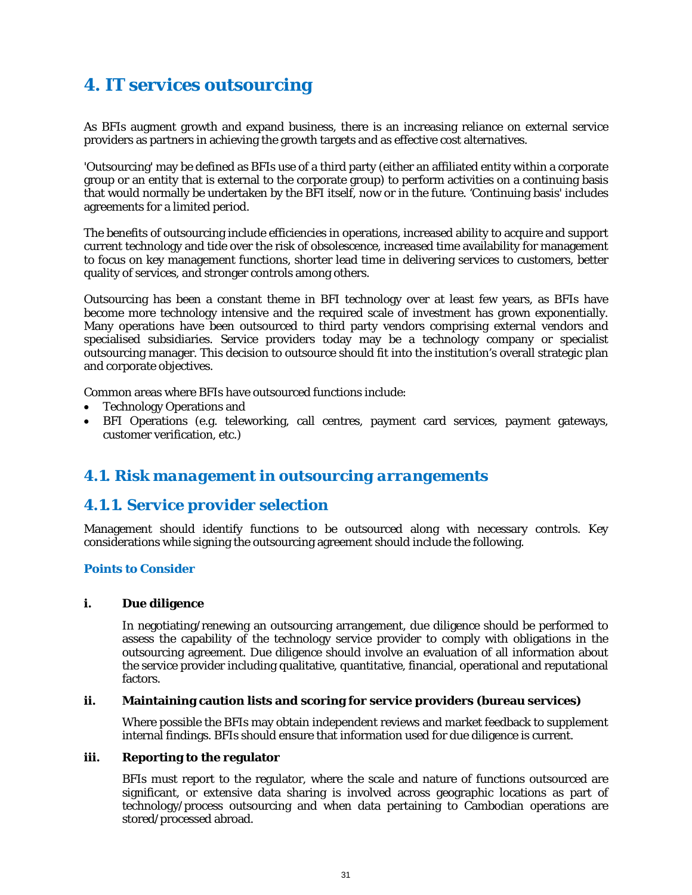# 4. IT services outsourcing

As BFIs augment growth and expand business, there is an increasing reliance on external service providers as partners in achieving the growth targets and as effective cost alternatives.

'Outsourcing' may be defined as BFIs use of a third party (either an affiliated entity within a corporate group or an entity that is external to the corporate group) to perform activities on a continuing basis that would normally be undertaken by the BFI itself, now or in the future. 'Continuing basis' includes agreements for a limited period.

The benefits of outsourcing include efficiencies in operations, increased ability to acquire and support current technology and tide over the risk of obsolescence, increased time availability for management to focus on key management functions, shorter lead time in delivering services to customers, better quality of services, and stronger controls among others.

Outsourcing has been a constant theme in BFI technology over at least few years, as BFIs have become more technology intensive and the required scale of investment has grown exponentially. Many operations have been outsourced to third party vendors comprising external vendors and specialised subsidiaries. Service providers today may be a technology company or specialist outsourcing manager. This decision to outsource should fit into the institution's overall strategic plan and corporate objectives.

Common areas where BFIs have outsourced functions include:

- Technology Operations and
- BFI Operations (e.g. teleworking, call centres, payment card services, payment gateways, customer verification, etc.)

## *4.1. Risk management in outsourcing arrangements*

## 4.1.1. Service provider selection

Management should identify functions to be outsourced along with necessary controls. Key considerations while signing the outsourcing agreement should include the following.

#### Points to Consider

**i. Due diligence**

In negotiating/renewing an outsourcing arrangement, due diligence should be performed to assess the capability of the technology service provider to comply with obligations in the outsourcing agreement. Due diligence should involve an evaluation of all information about the service provider including qualitative, quantitative, financial, operational and reputational factors.

**ii. Maintaining caution lists and scoring for service providers (bureau services)**

Where possible the BFIs may obtain independent reviews and market feedback to supplement internal findings. BFIs should ensure that information used for due diligence is current.

**iii. Reporting to the regulator**

BFIs must report to the regulator, where the scale and nature of functions outsourced are significant, or extensive data sharing is involved across geographic locations as part of technology/process outsourcing and when data pertaining to Cambodian operations are stored/processed abroad.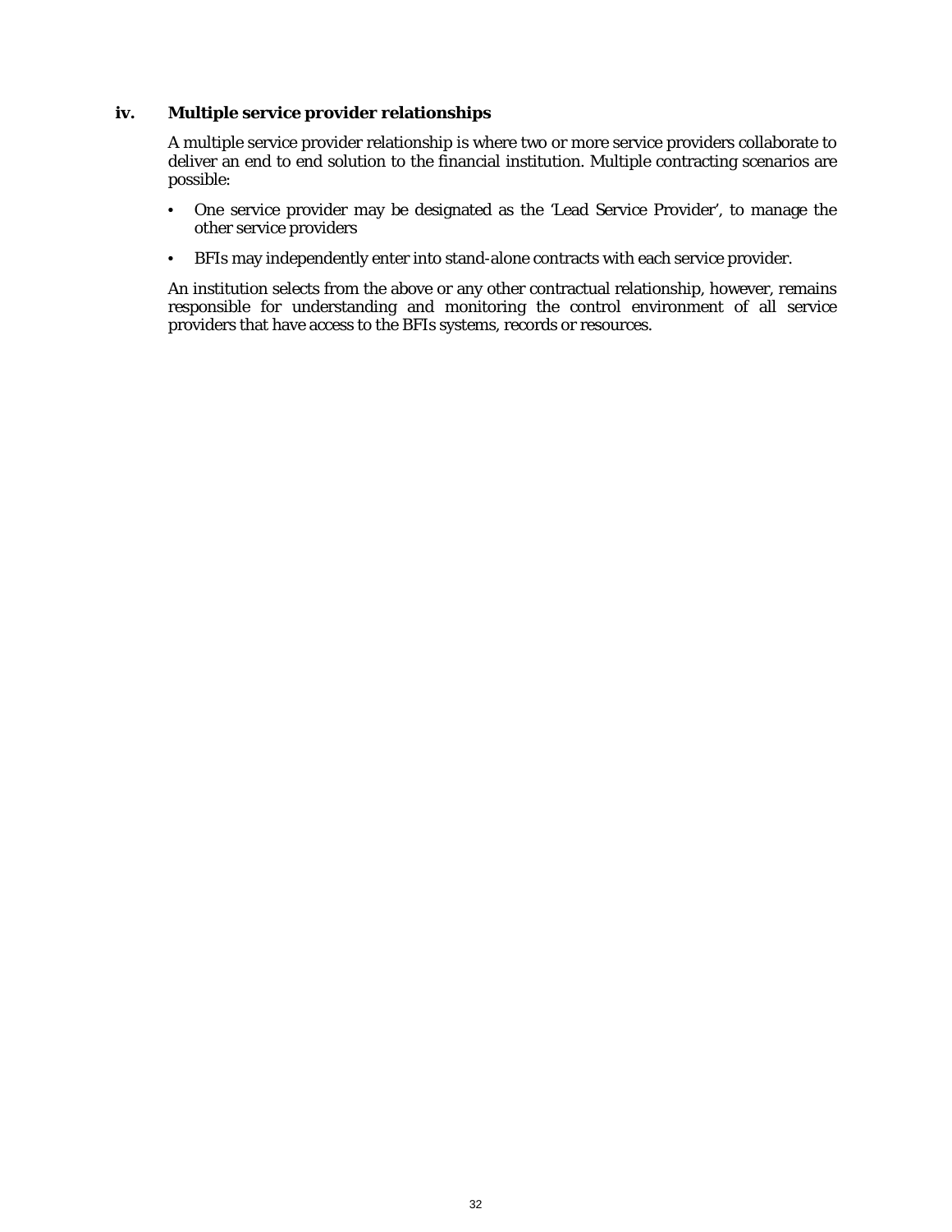### iv. Multiple service provider relationships

A multiple service provider relationship is where two or more service providers collaborate to deliver an end to end solution to the financial institution. Multiple contracting scenarios are possible:

- One service provider may be designated as the 'Lead Service Provider', to manage the other service providers
- BFIs may independently enter into stand-alone contracts with each service provider.

An institution selects from the above or any other contractual relationship, however, remains responsible for understanding and monitoring the control environment of all service providers that have access to the BFIs systems, records or resources.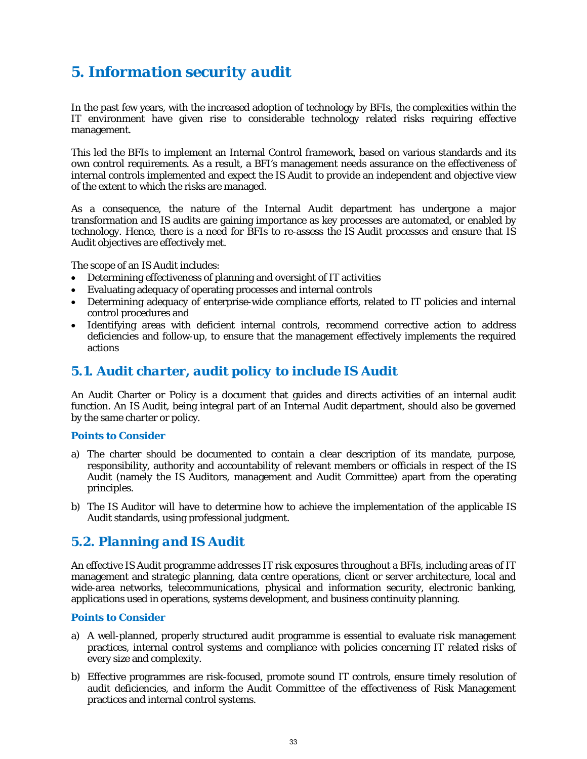# 5. Information security audit

In the past few years, with the increased adoption of technology by BFIs, the complexities within the IT environment have given rise to considerable technology related risks requiring effective management.

This led the BFIs to implement an Internal Control framework, based on various standards and its own control requirements. As a result, a BFI's management needs assurance on the effectiveness of internal controls implemented and expect the IS Audit to provide an independent and objective view of the extent to which the risks are managed.

As a consequence, the nature of the Internal Audit department has undergone a major transformation and IS audits are gaining importance as key processes are automated, or enabled by technology. Hence, there is a need for BFIs to re-assess the IS Audit processes and ensure that IS Audit objectives are effectively met.

The scope of an IS Audit includes:

- Determining effectiveness of planning and oversight of IT activities
- Evaluating adequacy of operating processes and internal controls
- Determining adequacy of enterprise-wide compliance efforts, related to IT policies and internal control procedures and
- Identifying areas with deficient internal controls, recommend corrective action to address deficiencies and follow-up, to ensure that the management effectively implements the required actions

## 5.1. Audit charter, audit policy to include IS Audit

An Audit Charter or Policy is a document that guides and directs activities of an internal audit function. An IS Audit, being integral part of an Internal Audit department, should also be governed by the same charter or policy.

### Points to Consider

a) The charter should be documented to contain a clear description of its mandate, purpose, responsibility, authority and accountability of relevant members or officials in respect of the IS Audit (namely the IS Auditors, management and Audit Committee) apart from the operating principles.

b) The IS Auditor will have to determine how to achieve the implementation of the applicable IS Audit standards, using professional judgment.

## 5.2. Planning and IS Audit

An effective IS Audit programme addresses IT risk exposures throughout a BFIs, including areas of IT management and strategic planning, data centre operations, client or server architecture, local and wide-area networks, telecommunications, physical and information security, electronic banking, applications used in operations, systems development, and business continuity planning.

### Points to Consider

a) A well-planned, properly structured audit programme is essential to evaluate risk management practices, internal control systems and compliance with policies concerning IT related risks of every size and complexity.

b) Effective programmes are risk-focused, promote sound IT controls, ensure timely resolution of audit deficiencies, and inform the Audit Committee of the effectiveness of Risk Management practices and internal control systems.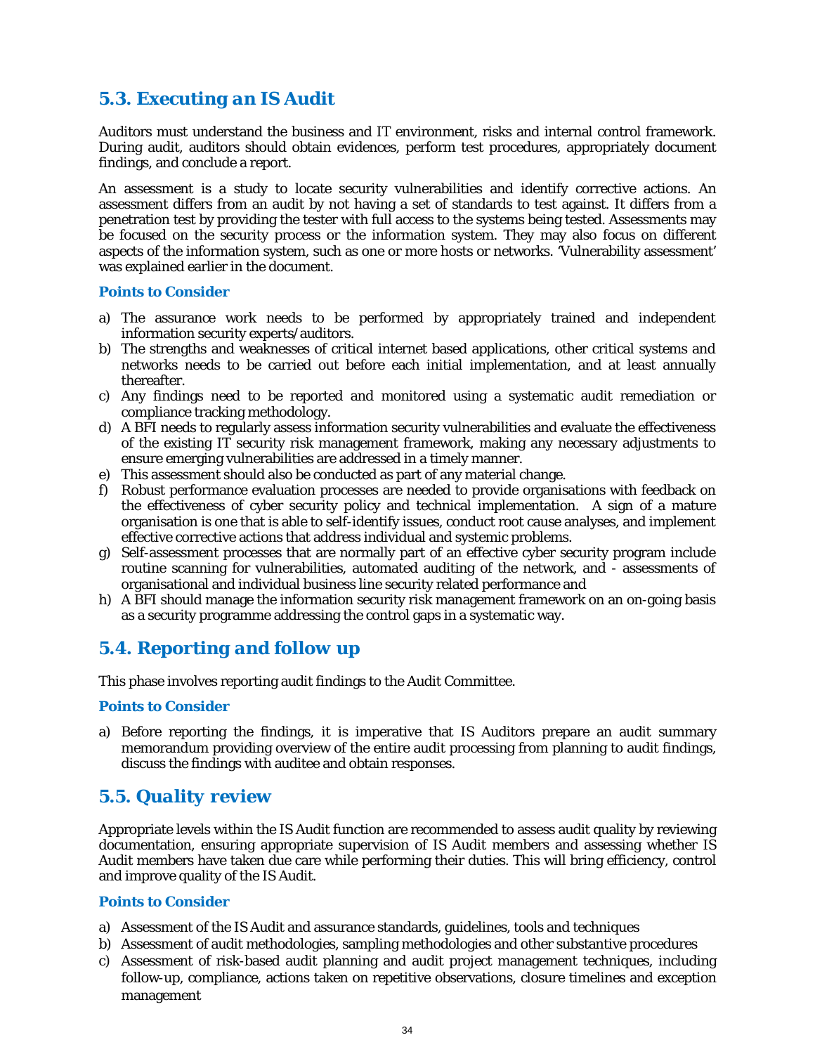## 5.3. Executing an IS Audit

Auditors must understand the business and IT environment, risks and internal control framework. During audit, auditors should obtain evidences, perform test procedures, appropriately document findings, and conclude a report.

An assessment is a study to locate security vulnerabilities and identify corrective actions. An assessment differs from an audit by not having a set of standards to test against. It differs from a penetration test by providing the tester with full access to the systems being tested. Assessments may be focused on the security process or the information system. They may also focus on different aspects of the information system, such as one or more hosts or networks. 'Vulnerability assessment' was explained earlier in the document.

### Points to Consider

a) The assurance work needs to be performed by appropriately trained and independent information security experts/auditors.
b) The strengths and weaknesses of critical internet based applications, other critical systems and networks needs to be carried out before each initial implementation, and at least annually thereafter.
c) Any findings need to be reported and monitored using a systematic audit remediation or compliance tracking methodology.
d) A BFI needs to regularly assess information security vulnerabilities and evaluate the effectiveness of the existing IT security risk management framework, making any necessary adjustments to ensure emerging vulnerabilities are addressed in a timely manner.
e) This assessment should also be conducted as part of any material change.
f) Robust performance evaluation processes are needed to provide organisations with feedback on the effectiveness of cyber security policy and technical implementation. A sign of a mature organisation is one that is able to self-identify issues, conduct root cause analyses, and implement effective corrective actions that address individual and systemic problems.
g) Self-assessment processes that are normally part of an effective cyber security program include routine scanning for vulnerabilities, automated auditing of the network, and - assessments of organisational and individual business line security related performance and
h) A BFI should manage the information security risk management framework on an on-going basis as a security programme addressing the control gaps in a systematic way.

## 5.4. Reporting and follow up

This phase involves reporting audit findings to the Audit Committee.

### Points to Consider

a) Before reporting the findings, it is imperative that IS Auditors prepare an audit summary memorandum providing overview of the entire audit processing from planning to audit findings, discuss the findings with auditee and obtain responses.

## 5.5. Quality review

Appropriate levels within the IS Audit function are recommended to assess audit quality by reviewing documentation, ensuring appropriate supervision of IS Audit members and assessing whether IS Audit members have taken due care while performing their duties. This will bring efficiency, control and improve quality of the IS Audit.

### Points to Consider

a) Assessment of the IS Audit and assurance standards, guidelines, tools and techniques
b) Assessment of audit methodologies, sampling methodologies and other substantive procedures
c) Assessment of risk-based audit planning and audit project management techniques, including follow-up, compliance, actions taken on repetitive observations, closure timelines and exception management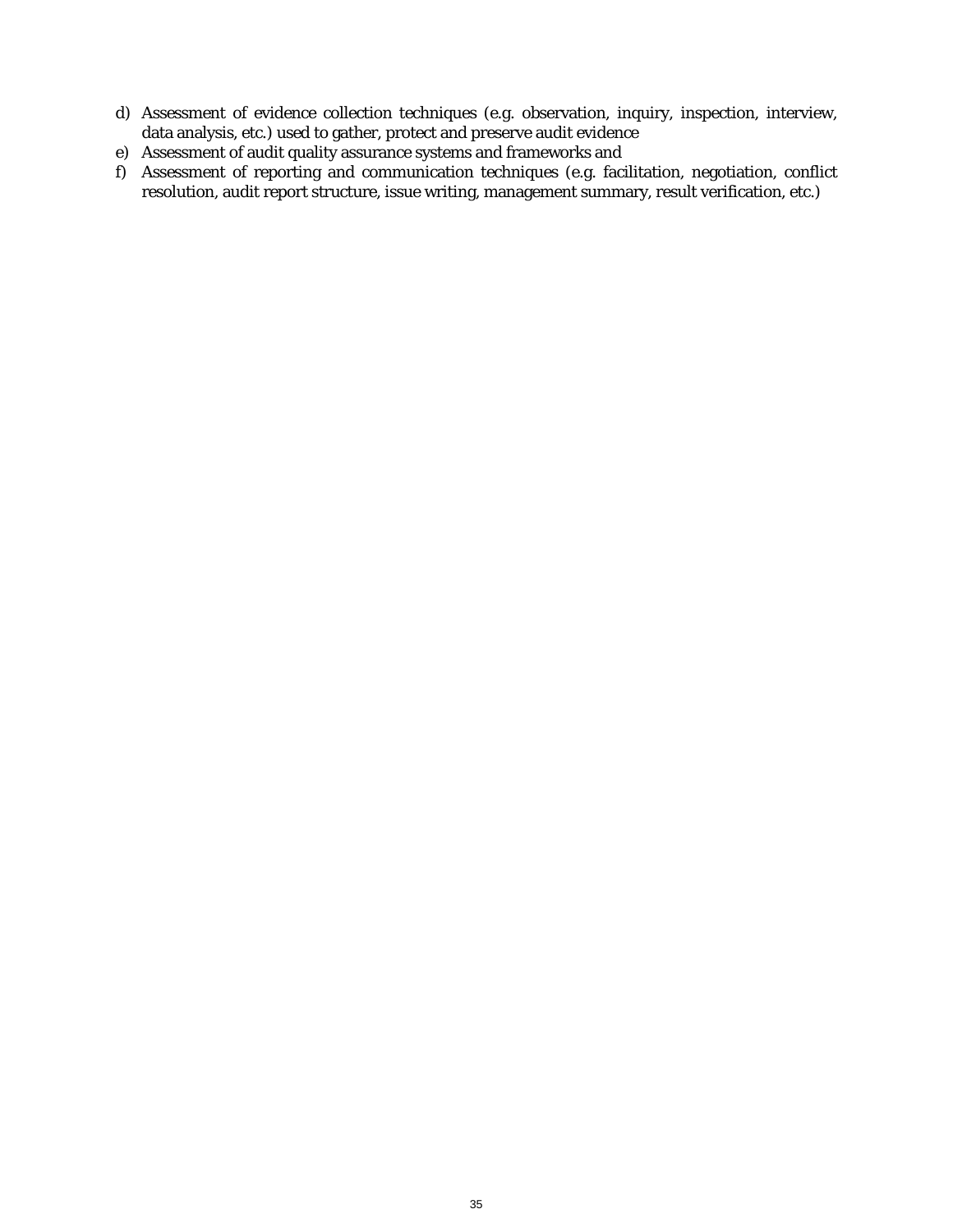d) Assessment of evidence collection techniques (e.g. observation, inquiry, inspection, interview, data analysis, etc.) used to gather, protect and preserve audit evidence
e) Assessment of audit quality assurance systems and frameworks and
f) Assessment of reporting and communication techniques (e.g. facilitation, negotiation, conflict resolution, audit report structure, issue writing, management summary, result verification, etc.)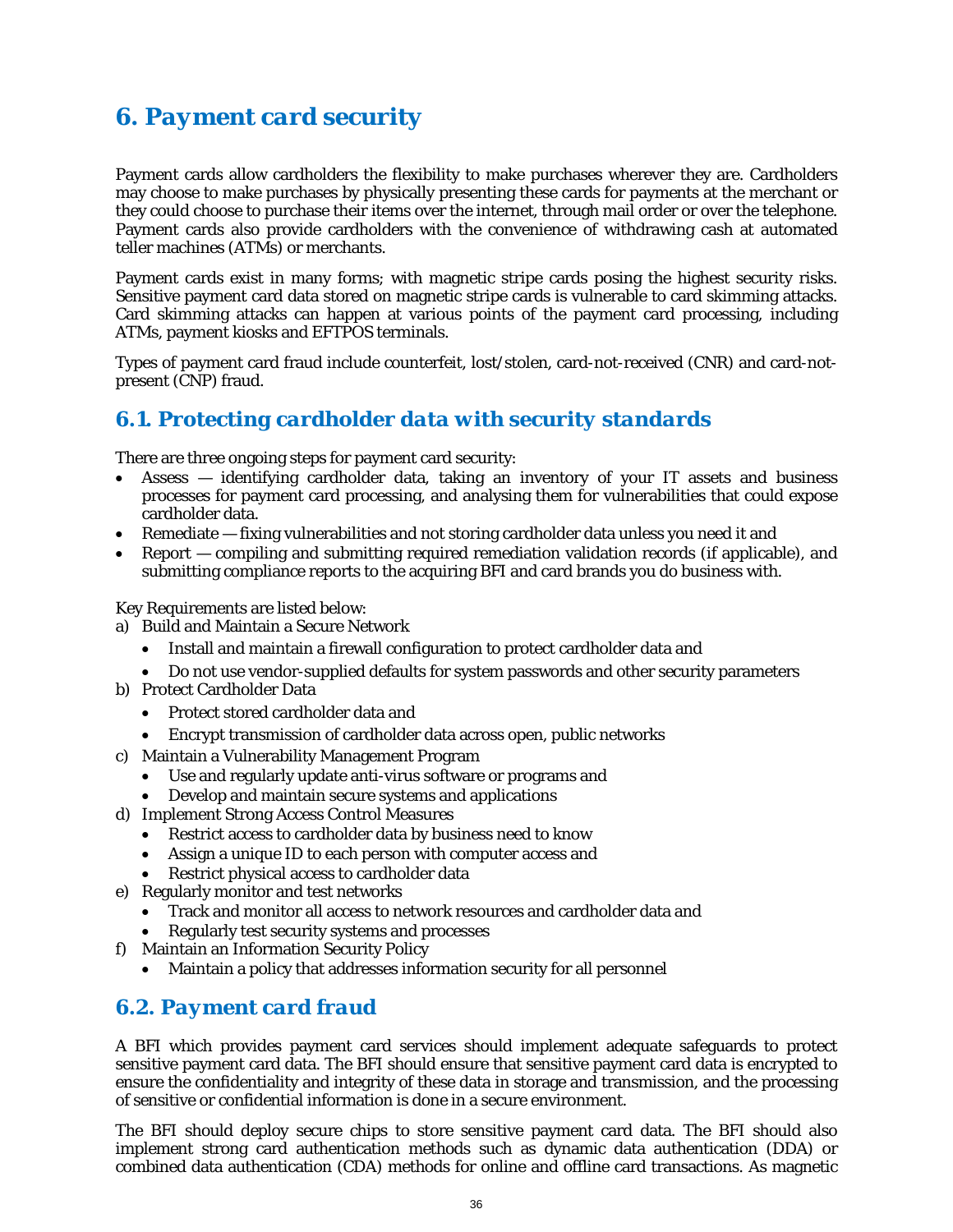# 6. Payment card security

Payment cards allow cardholders the flexibility to make purchases wherever they are. Cardholders may choose to make purchases by physically presenting these cards for payments at the merchant or they could choose to purchase their items over the internet, through mail order or over the telephone. Payment cards also provide cardholders with the convenience of withdrawing cash at automated teller machines (ATMs) or merchants.

Payment cards exist in many forms; with magnetic stripe cards posing the highest security risks. Sensitive payment card data stored on magnetic stripe cards is vulnerable to card skimming attacks. Card skimming attacks can happen at various points of the payment card processing, including ATMs, payment kiosks and EFTPOS terminals.

Types of payment card fraud include counterfeit, lost/stolen, card-not-received (CNR) and card-not-present (CNP) fraud.

## 6.1. Protecting cardholder data with security standards

There are three ongoing steps for payment card security:

- Assess — identifying cardholder data, taking an inventory of your IT assets and business processes for payment card processing, and analysing them for vulnerabilities that could expose cardholder data.
- Remediate — fixing vulnerabilities and not storing cardholder data unless you need it and
- Report — compiling and submitting required remediation validation records (if applicable), and submitting compliance reports to the acquiring BFI and card brands you do business with.

Key Requirements are listed below:

a) Build and Maintain a Secure Network
   - Install and maintain a firewall configuration to protect cardholder data and
   - Do not use vendor-supplied defaults for system passwords and other security parameters

b) Protect Cardholder Data
   - Protect stored cardholder data and
   - Encrypt transmission of cardholder data across open, public networks

c) Maintain a Vulnerability Management Program
   - Use and regularly update anti-virus software or programs and
   - Develop and maintain secure systems and applications

d) Implement Strong Access Control Measures
   - Restrict access to cardholder data by business need to know
   - Assign a unique ID to each person with computer access and
   - Restrict physical access to cardholder data

e) Regularly monitor and test networks
   - Track and monitor all access to network resources and cardholder data and
   - Regularly test security systems and processes

f) Maintain an Information Security Policy
   - Maintain a policy that addresses information security for all personnel

## 6.2. Payment card fraud

A BFI which provides payment card services should implement adequate safeguards to protect sensitive payment card data. The BFI should ensure that sensitive payment card data is encrypted to ensure the confidentiality and integrity of these data in storage and transmission, and the processing of sensitive or confidential information is done in a secure environment.

The BFI should deploy secure chips to store sensitive payment card data. The BFI should also implement strong card authentication methods such as dynamic data authentication (DDA) or combined data authentication (CDA) methods for online and offline card transactions. As magnetic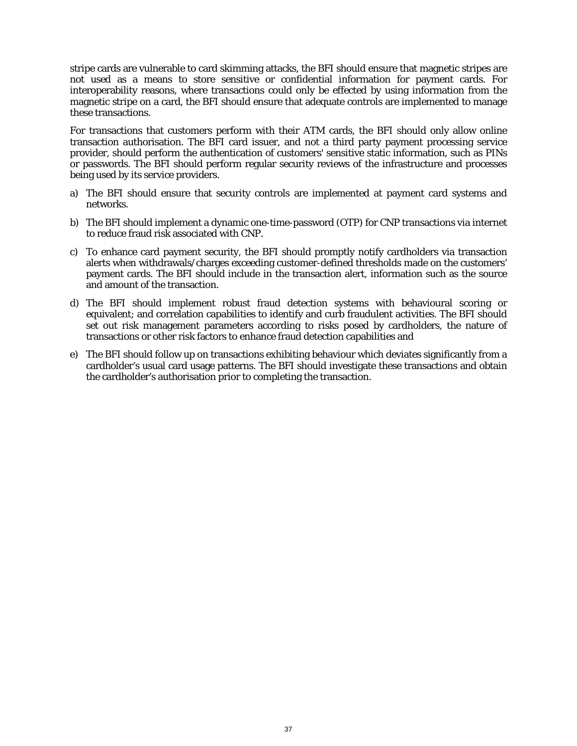stripe cards are vulnerable to card skimming attacks, the BFI should ensure that magnetic stripes are not used as a means to store sensitive or confidential information for payment cards. For interoperability reasons, where transactions could only be effected by using information from the magnetic stripe on a card, the BFI should ensure that adequate controls are implemented to manage these transactions.

For transactions that customers perform with their ATM cards, the BFI should only allow online transaction authorisation. The BFI card issuer, and not a third party payment processing service provider, should perform the authentication of customers' sensitive static information, such as PINs or passwords. The BFI should perform regular security reviews of the infrastructure and processes being used by its service providers.

a) The BFI should ensure that security controls are implemented at payment card systems and networks.

b) The BFI should implement a dynamic one-time-password (OTP) for CNP transactions via internet to reduce fraud risk associated with CNP.

c) To enhance card payment security, the BFI should promptly notify cardholders via transaction alerts when withdrawals/charges exceeding customer-defined thresholds made on the customers' payment cards. The BFI should include in the transaction alert, information such as the source and amount of the transaction.

d) The BFI should implement robust fraud detection systems with behavioural scoring or equivalent; and correlation capabilities to identify and curb fraudulent activities. The BFI should set out risk management parameters according to risks posed by cardholders, the nature of transactions or other risk factors to enhance fraud detection capabilities and

e) The BFI should follow up on transactions exhibiting behaviour which deviates significantly from a cardholder's usual card usage patterns. The BFI should investigate these transactions and obtain the cardholder's authorisation prior to completing the transaction.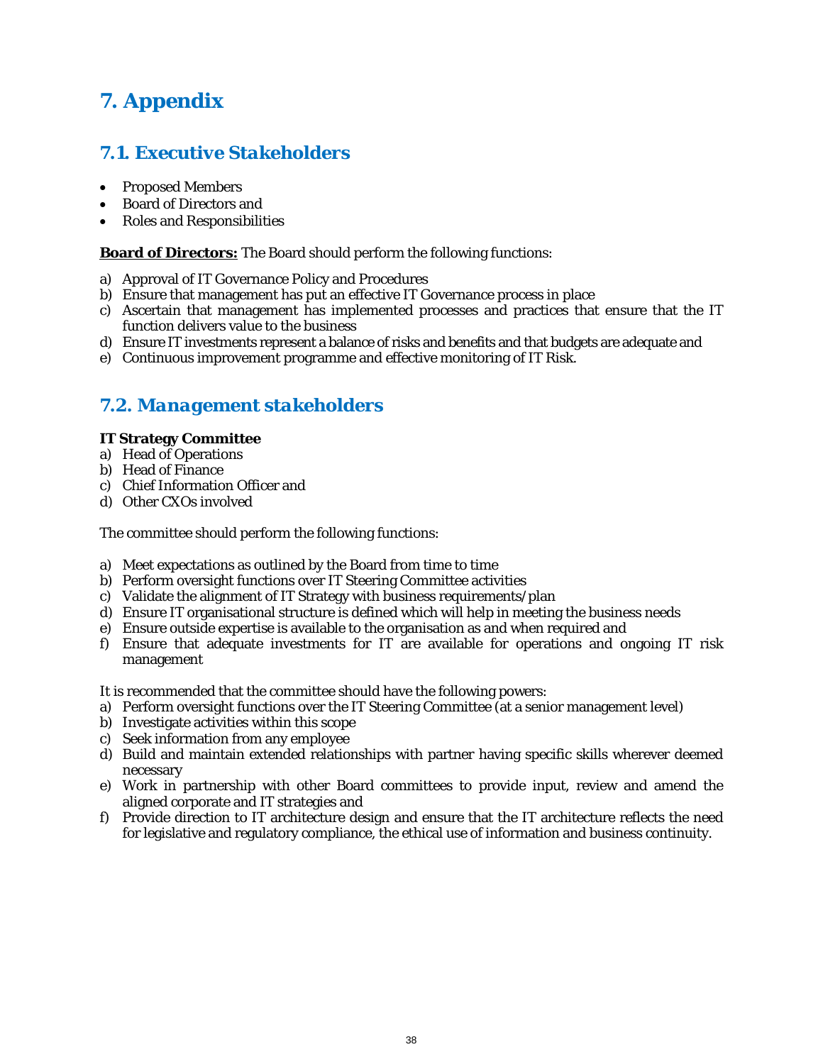# 7. Appendix

## 7.1. Executive Stakeholders

- Proposed Members
- Board of Directors and
- Roles and Responsibilities

**Board of Directors:** The Board should perform the following functions:

a) Approval of IT Governance Policy and Procedures
b) Ensure that management has put an effective IT Governance process in place
c) Ascertain that management has implemented processes and practices that ensure that the IT function delivers value to the business
d) Ensure IT investments represent a balance of risks and benefits and that budgets are adequate and
e) Continuous improvement programme and effective monitoring of IT Risk.

## 7.2. Management stakeholders

**IT Strategy Committee**

a) Head of Operations
b) Head of Finance
c) Chief Information Officer and
d) Other CXOs involved

The committee should perform the following functions:

a) Meet expectations as outlined by the Board from time to time
b) Perform oversight functions over IT Steering Committee activities
c) Validate the alignment of IT Strategy with business requirements/plan
d) Ensure IT organisational structure is defined which will help in meeting the business needs
e) Ensure outside expertise is available to the organisation as and when required and
f) Ensure that adequate investments for IT are available for operations and ongoing IT risk management

It is recommended that the committee should have the following powers:

a) Perform oversight functions over the IT Steering Committee (at a senior management level)
b) Investigate activities within this scope
c) Seek information from any employee
d) Build and maintain extended relationships with partner having specific skills wherever deemed necessary
e) Work in partnership with other Board committees to provide input, review and amend the aligned corporate and IT strategies and
f) Provide direction to IT architecture design and ensure that the IT architecture reflects the need for legislative and regulatory compliance, the ethical use of information and business continuity.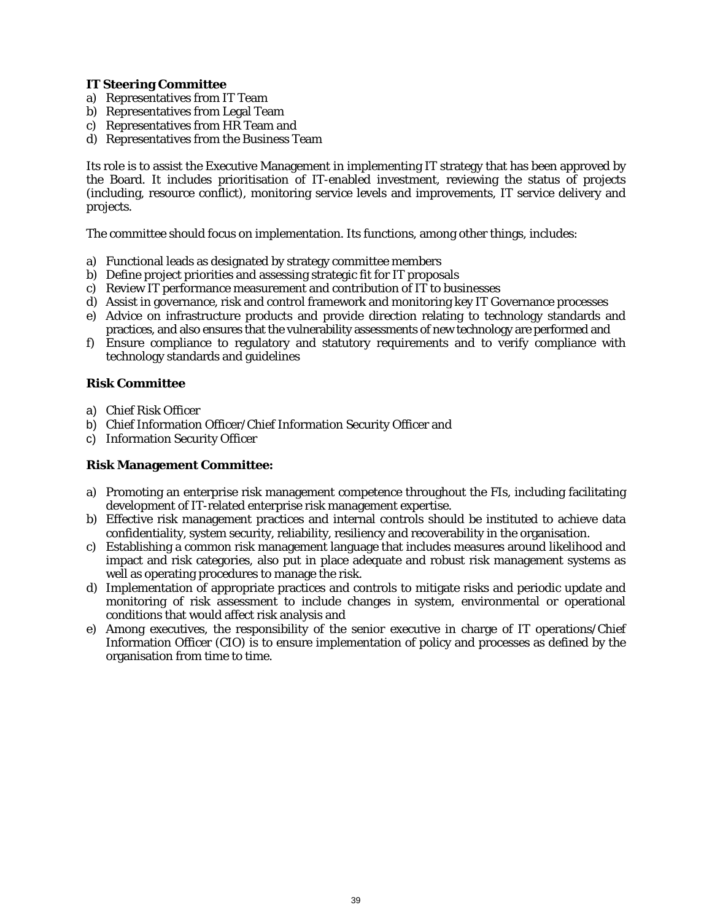**IT Steering Committee**

a) Representatives from IT Team
b) Representatives from Legal Team
c) Representatives from HR Team and
d) Representatives from the Business Team

Its role is to assist the Executive Management in implementing IT strategy that has been approved by the Board. It includes prioritisation of IT-enabled investment, reviewing the status of projects (including, resource conflict), monitoring service levels and improvements, IT service delivery and projects.

The committee should focus on implementation. Its functions, among other things, includes:

a) Functional leads as designated by strategy committee members
b) Define project priorities and assessing strategic fit for IT proposals
c) Review IT performance measurement and contribution of IT to businesses
d) Assist in governance, risk and control framework and monitoring key IT Governance processes
e) Advice on infrastructure products and provide direction relating to technology standards and practices, and also ensures that the vulnerability assessments of new technology are performed and
f) Ensure compliance to regulatory and statutory requirements and to verify compliance with technology standards and guidelines

**Risk Committee**

a) Chief Risk Officer
b) Chief Information Officer/Chief Information Security Officer and
c) Information Security Officer

**Risk Management Committee:**

a) Promoting an enterprise risk management competence throughout the FIs, including facilitating development of IT-related enterprise risk management expertise.
b) Effective risk management practices and internal controls should be instituted to achieve data confidentiality, system security, reliability, resiliency and recoverability in the organisation.
c) Establishing a common risk management language that includes measures around likelihood and impact and risk categories, also put in place adequate and robust risk management systems as well as operating procedures to manage the risk.
d) Implementation of appropriate practices and controls to mitigate risks and periodic update and monitoring of risk assessment to include changes in system, environmental or operational conditions that would affect risk analysis and
e) Among executives, the responsibility of the senior executive in charge of IT operations/Chief Information Officer (CIO) is to ensure implementation of policy and processes as defined by the organisation from time to time.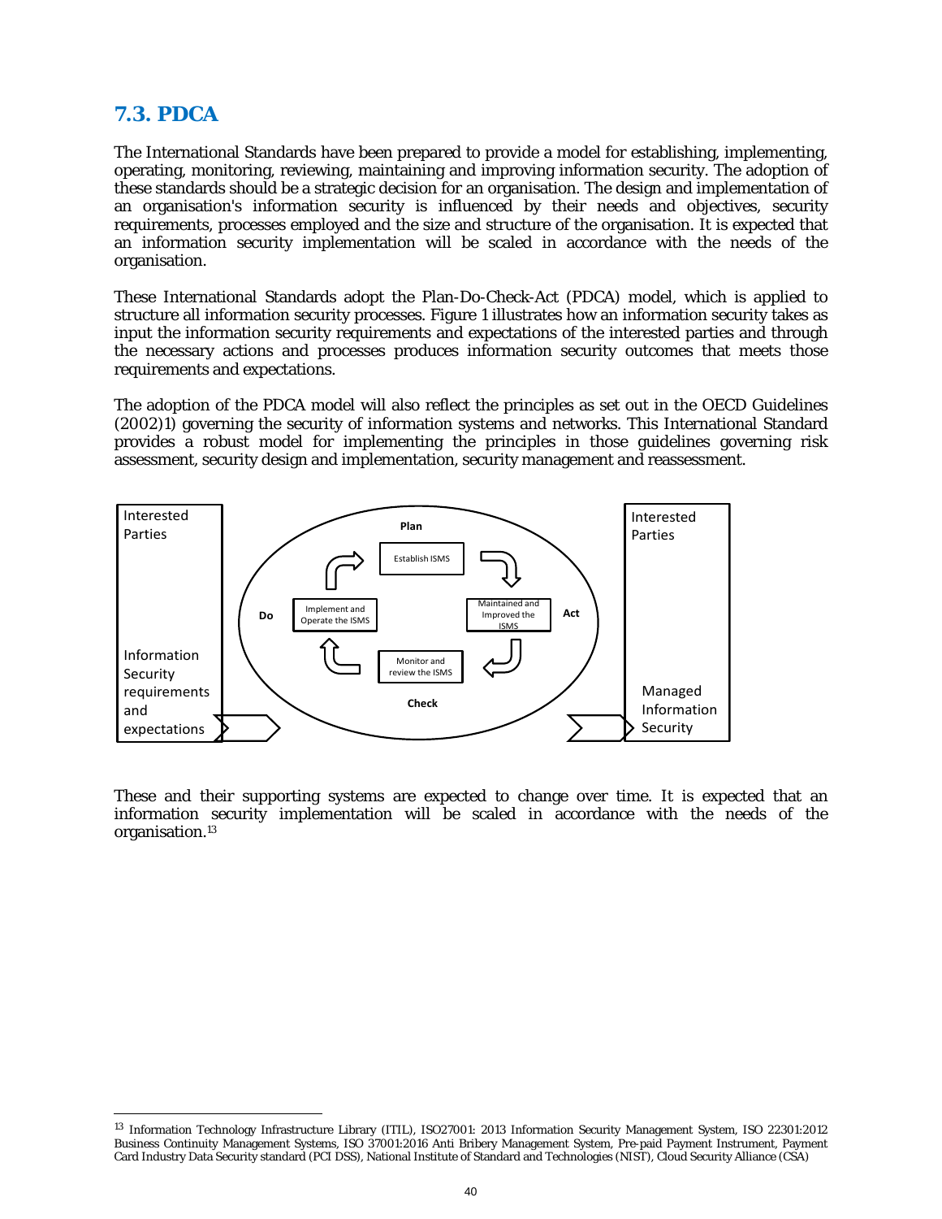## 7.3. PDCA

The International Standards have been prepared to provide a model for establishing, implementing, operating, monitoring, reviewing, maintaining and improving information security. The adoption of these standards should be a strategic decision for an organisation. The design and implementation of an organisation's information security is influenced by their needs and objectives, security requirements, processes employed and the size and structure of the organisation. It is expected that an information security implementation will be scaled in accordance with the needs of the organisation.

These International Standards adopt the Plan-Do-Check-Act (PDCA) model, which is applied to structure all information security processes. Figure 1 illustrates how an information security takes as input the information security requirements and expectations of the interested parties and through the necessary actions and processes produces information security outcomes that meets those requirements and expectations.

The adoption of the PDCA model will also reflect the principles as set out in the OECD Guidelines (2002)1) governing the security of information systems and networks. This International Standard provides a robust model for implementing the principles in those guidelines governing risk assessment, security design and implementation, security management and reassessment.

Interested Parties

Information Security requirements and expectations

Plan

Establish ISMS

Do

Implement and Operate the ISMS

Maintained and Improved the ISMS

Act

Monitor and review the ISMS

Check

Interested Parties

Managed Information Security

These and their supporting systems are expected to change over time. It is expected that an information security implementation will be scaled in accordance with the needs of the organisation.[13]

[13] Information Technology Infrastructure Library (ITIL), ISO27001: 2013 Information Security Management System, ISO 22301:2012 Business Continuity Management Systems, ISO 37001:2016 Anti Bribery Management System, Pre-paid Payment Instrument, Payment Card Industry Data Security standard (PCI DSS), National Institute of Standard and Technologies (NIST), Cloud Security Alliance (CSA)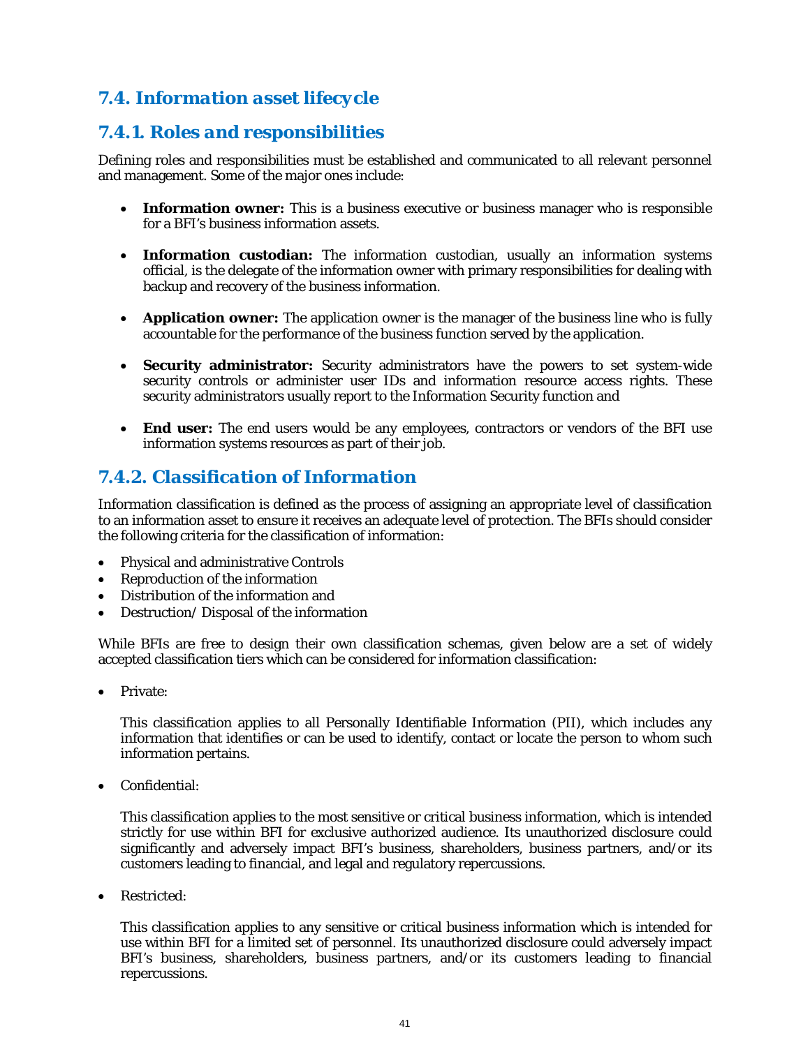## 7.4. Information asset lifecycle

### 7.4.1. Roles and responsibilities

Defining roles and responsibilities must be established and communicated to all relevant personnel and management. Some of the major ones include:

- **Information owner:** This is a business executive or business manager who is responsible for a BFI's business information assets.

- **Information custodian:** The information custodian, usually an information systems official, is the delegate of the information owner with primary responsibilities for dealing with backup and recovery of the business information.

- **Application owner:** The application owner is the manager of the business line who is fully accountable for the performance of the business function served by the application.

- **Security administrator:** Security administrators have the powers to set system-wide security controls or administer user IDs and information resource access rights. These security administrators usually report to the Information Security function and

- **End user:** The end users would be any employees, contractors or vendors of the BFI use information systems resources as part of their job.

### 7.4.2. Classification of Information

Information classification is defined as the process of assigning an appropriate level of classification to an information asset to ensure it receives an adequate level of protection. The BFIs should consider the following criteria for the classification of information:

- Physical and administrative Controls
- Reproduction of the information
- Distribution of the information and
- Destruction/ Disposal of the information

While BFIs are free to design their own classification schemas, given below are a set of widely accepted classification tiers which can be considered for information classification:

- Private:

  This classification applies to all Personally Identifiable Information (PII), which includes any information that identifies or can be used to identify, contact or locate the person to whom such information pertains.

- Confidential:

  This classification applies to the most sensitive or critical business information, which is intended strictly for use within BFI for exclusive authorized audience. Its unauthorized disclosure could significantly and adversely impact BFI's business, shareholders, business partners, and/or its customers leading to financial, and legal and regulatory repercussions.

- Restricted:

  This classification applies to any sensitive or critical business information which is intended for use within BFI for a limited set of personnel. Its unauthorized disclosure could adversely impact BFI's business, shareholders, business partners, and/or its customers leading to financial repercussions.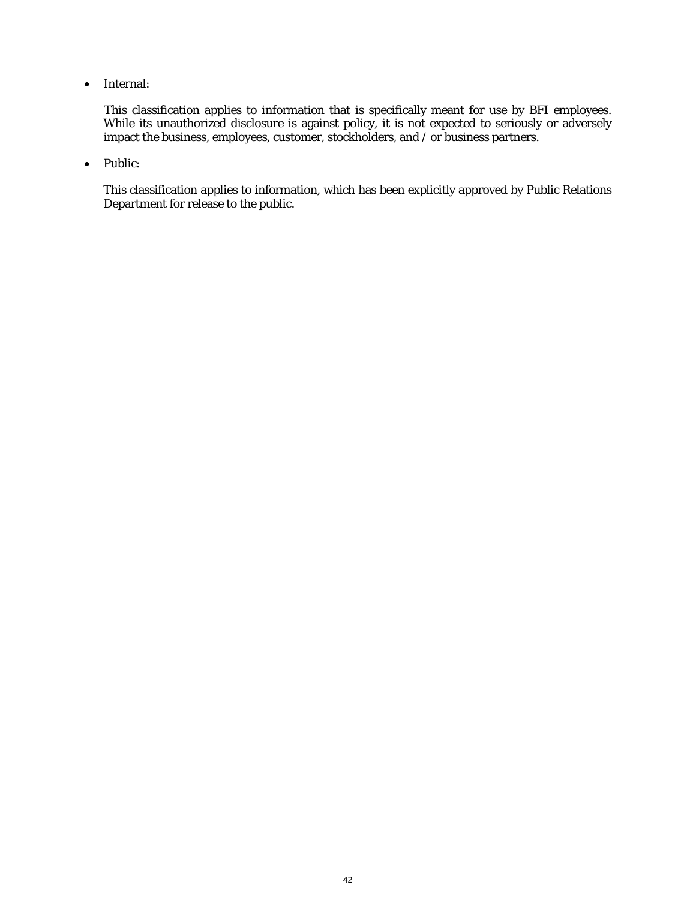- Internal:

  This classification applies to information that is specifically meant for use by BFI employees. While its unauthorized disclosure is against policy, it is not expected to seriously or adversely impact the business, employees, customer, stockholders, and / or business partners.

- Public:

  This classification applies to information, which has been explicitly approved by Public Relations Department for release to the public.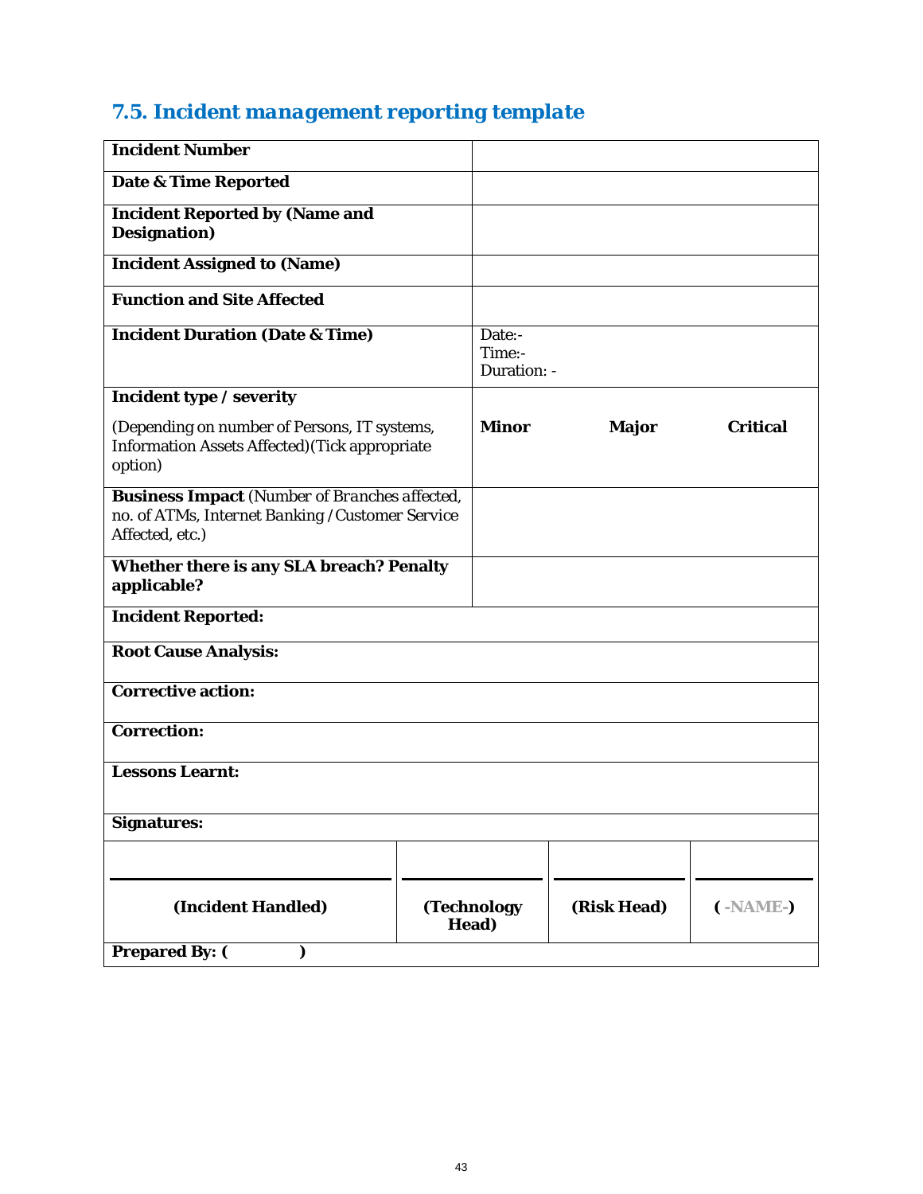## 7.5. Incident management reporting template

| | | | |
|---|---|---|---|
| **Incident Number** | | | |
| **Date & Time Reported** | | | |
| **Incident Reported by (Name and Designation)** | | | |
| **Incident Assigned to (Name)** | | | |
| **Function and Site Affected** | | | |
| **Incident Duration (Date & Time)** | Date:-<br>Time:-<br>Duration: - | | |
| **Incident type / severity**<br>(Depending on number of Persons, IT systems, Information Assets Affected)(Tick appropriate option) | **Minor** | **Major** | **Critical** |
| **Business Impact** *(Number of Branches affected, no. of ATMs, Internet Banking /Customer Service Affected, etc.)* | | | |
| **Whether there is any SLA breach? Penalty applicable?** | | | |
| **Incident Reported:** | | | |
| **Root Cause Analysis:** | | | |
| **Corrective action:** | | | |
| **Correction:** | | | |
| **Lessons Learnt:** | | | |
| **Signatures:** | | | |
| **(Incident Handled)** | **(Technology Head)** | **(Risk Head)** | **( -NAME-)** |
| **Prepared By: (             )** | | | |